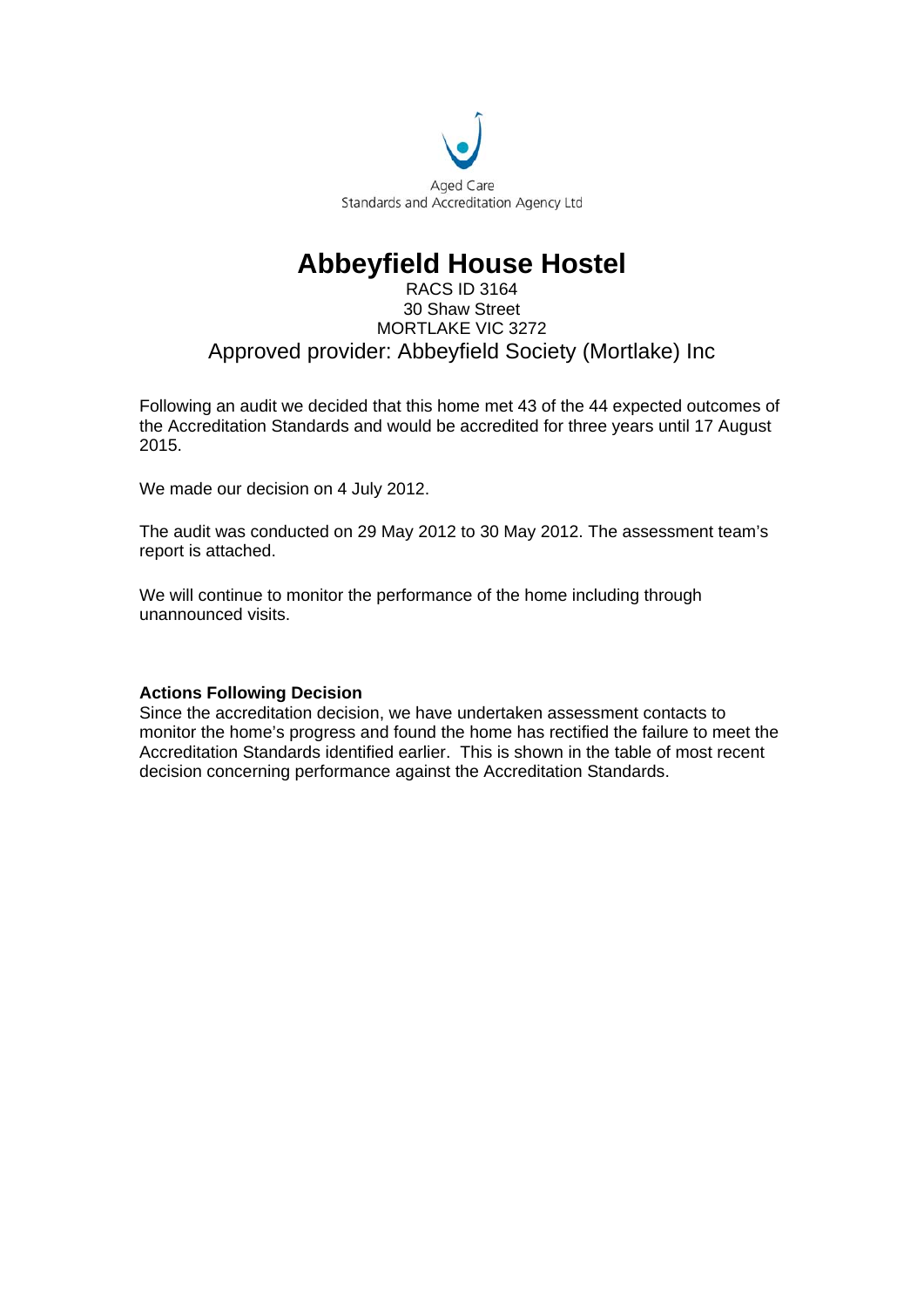Aged Care
Standards and Accreditation Agency Ltd

# Abbeyfield House Hostel

RACS ID 3164
30 Shaw Street
MORTLAKE VIC 3272
Approved provider: Abbeyfield Society (Mortlake) Inc

Following an audit we decided that this home met 43 of the 44 expected outcomes of the Accreditation Standards and would be accredited for three years until 17 August 2015.

We made our decision on 4 July 2012.

The audit was conducted on 29 May 2012 to 30 May 2012. The assessment team's report is attached.

We will continue to monitor the performance of the home including through unannounced visits.

**Actions Following Decision**

Since the accreditation decision, we have undertaken assessment contacts to monitor the home's progress and found the home has rectified the failure to meet the Accreditation Standards identified earlier. This is shown in the table of most recent decision concerning performance against the Accreditation Standards.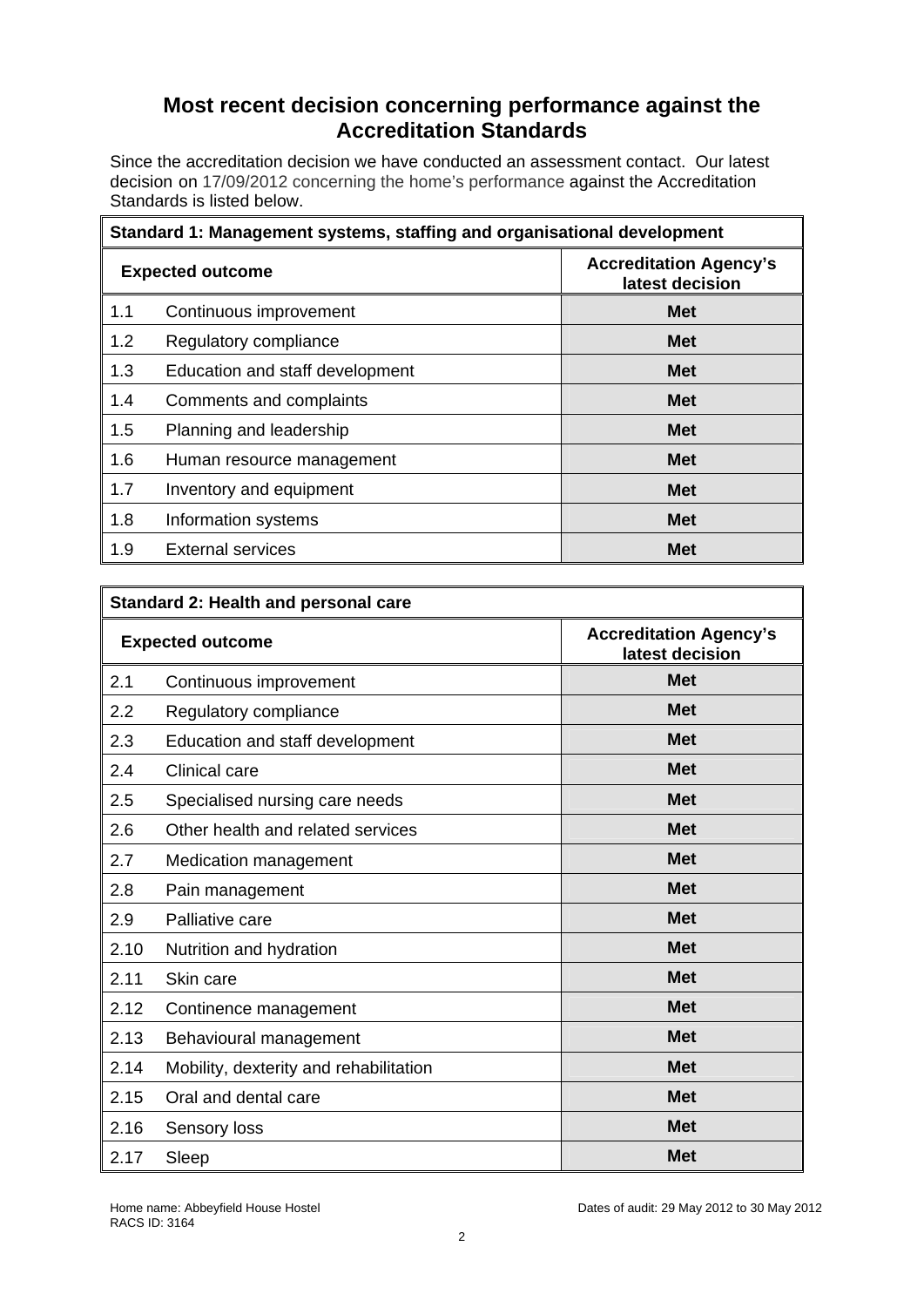## Most recent decision concerning performance against the Accreditation Standards

Since the accreditation decision we have conducted an assessment contact. Our latest decision on 17/09/2012 concerning the home's performance against the Accreditation Standards is listed below.

| Standard 1: Management systems, staffing and organisational development | | |
|---|---|---|
| **Expected outcome** | | **Accreditation Agency's latest decision** |
| 1.1 | Continuous improvement | **Met** |
| 1.2 | Regulatory compliance | **Met** |
| 1.3 | Education and staff development | **Met** |
| 1.4 | Comments and complaints | **Met** |
| 1.5 | Planning and leadership | **Met** |
| 1.6 | Human resource management | **Met** |
| 1.7 | Inventory and equipment | **Met** |
| 1.8 | Information systems | **Met** |
| 1.9 | External services | **Met** |

| Standard 2: Health and personal care | | |
|---|---|---|
| **Expected outcome** | | **Accreditation Agency's latest decision** |
| 2.1 | Continuous improvement | **Met** |
| 2.2 | Regulatory compliance | **Met** |
| 2.3 | Education and staff development | **Met** |
| 2.4 | Clinical care | **Met** |
| 2.5 | Specialised nursing care needs | **Met** |
| 2.6 | Other health and related services | **Met** |
| 2.7 | Medication management | **Met** |
| 2.8 | Pain management | **Met** |
| 2.9 | Palliative care | **Met** |
| 2.10 | Nutrition and hydration | **Met** |
| 2.11 | Skin care | **Met** |
| 2.12 | Continence management | **Met** |
| 2.13 | Behavioural management | **Met** |
| 2.14 | Mobility, dexterity and rehabilitation | **Met** |
| 2.15 | Oral and dental care | **Met** |
| 2.16 | Sensory loss | **Met** |
| 2.17 | Sleep | **Met** |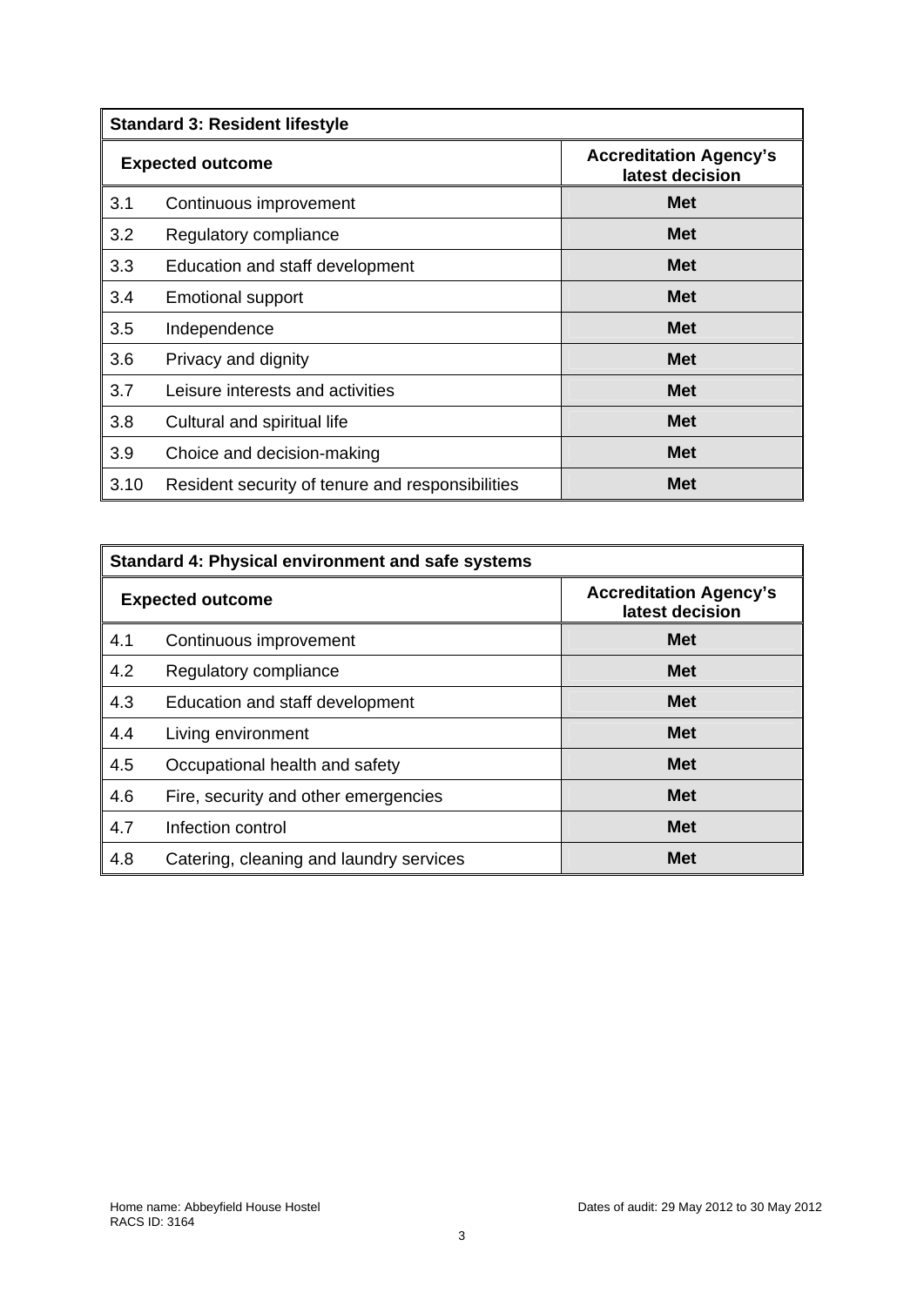| Standard 3: Resident lifestyle | | |
|---|---|---|
| **Expected outcome** | | **Accreditation Agency's latest decision** |
| 3.1 | Continuous improvement | **Met** |
| 3.2 | Regulatory compliance | **Met** |
| 3.3 | Education and staff development | **Met** |
| 3.4 | Emotional support | **Met** |
| 3.5 | Independence | **Met** |
| 3.6 | Privacy and dignity | **Met** |
| 3.7 | Leisure interests and activities | **Met** |
| 3.8 | Cultural and spiritual life | **Met** |
| 3.9 | Choice and decision-making | **Met** |
| 3.10 | Resident security of tenure and responsibilities | **Met** |

| Standard 4: Physical environment and safe systems | | |
|---|---|---|
| **Expected outcome** | | **Accreditation Agency's latest decision** |
| 4.1 | Continuous improvement | **Met** |
| 4.2 | Regulatory compliance | **Met** |
| 4.3 | Education and staff development | **Met** |
| 4.4 | Living environment | **Met** |
| 4.5 | Occupational health and safety | **Met** |
| 4.6 | Fire, security and other emergencies | **Met** |
| 4.7 | Infection control | **Met** |
| 4.8 | Catering, cleaning and laundry services | **Met** |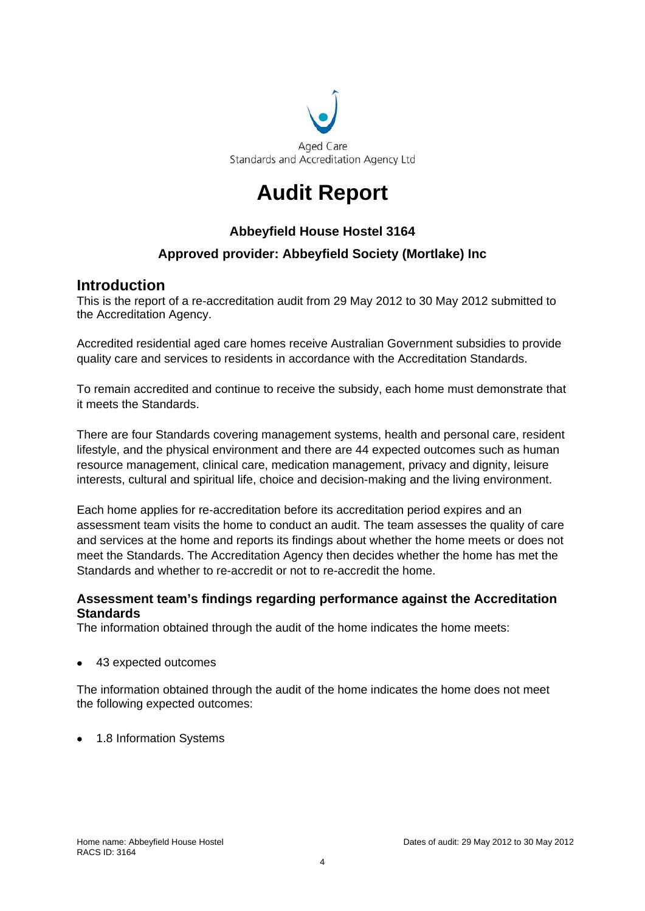Aged Care
Standards and Accreditation Agency Ltd

# Audit Report

### Abbeyfield House Hostel 3164

### Approved provider: Abbeyfield Society (Mortlake) Inc

## Introduction

This is the report of a re-accreditation audit from 29 May 2012 to 30 May 2012 submitted to the Accreditation Agency.

Accredited residential aged care homes receive Australian Government subsidies to provide quality care and services to residents in accordance with the Accreditation Standards.

To remain accredited and continue to receive the subsidy, each home must demonstrate that it meets the Standards.

There are four Standards covering management systems, health and personal care, resident lifestyle, and the physical environment and there are 44 expected outcomes such as human resource management, clinical care, medication management, privacy and dignity, leisure interests, cultural and spiritual life, choice and decision-making and the living environment.

Each home applies for re-accreditation before its accreditation period expires and an assessment team visits the home to conduct an audit. The team assesses the quality of care and services at the home and reports its findings about whether the home meets or does not meet the Standards. The Accreditation Agency then decides whether the home has met the Standards and whether to re-accredit or not to re-accredit the home.

### Assessment team's findings regarding performance against the Accreditation Standards

The information obtained through the audit of the home indicates the home meets:

- 43 expected outcomes

The information obtained through the audit of the home indicates the home does not meet the following expected outcomes:

- 1.8 Information Systems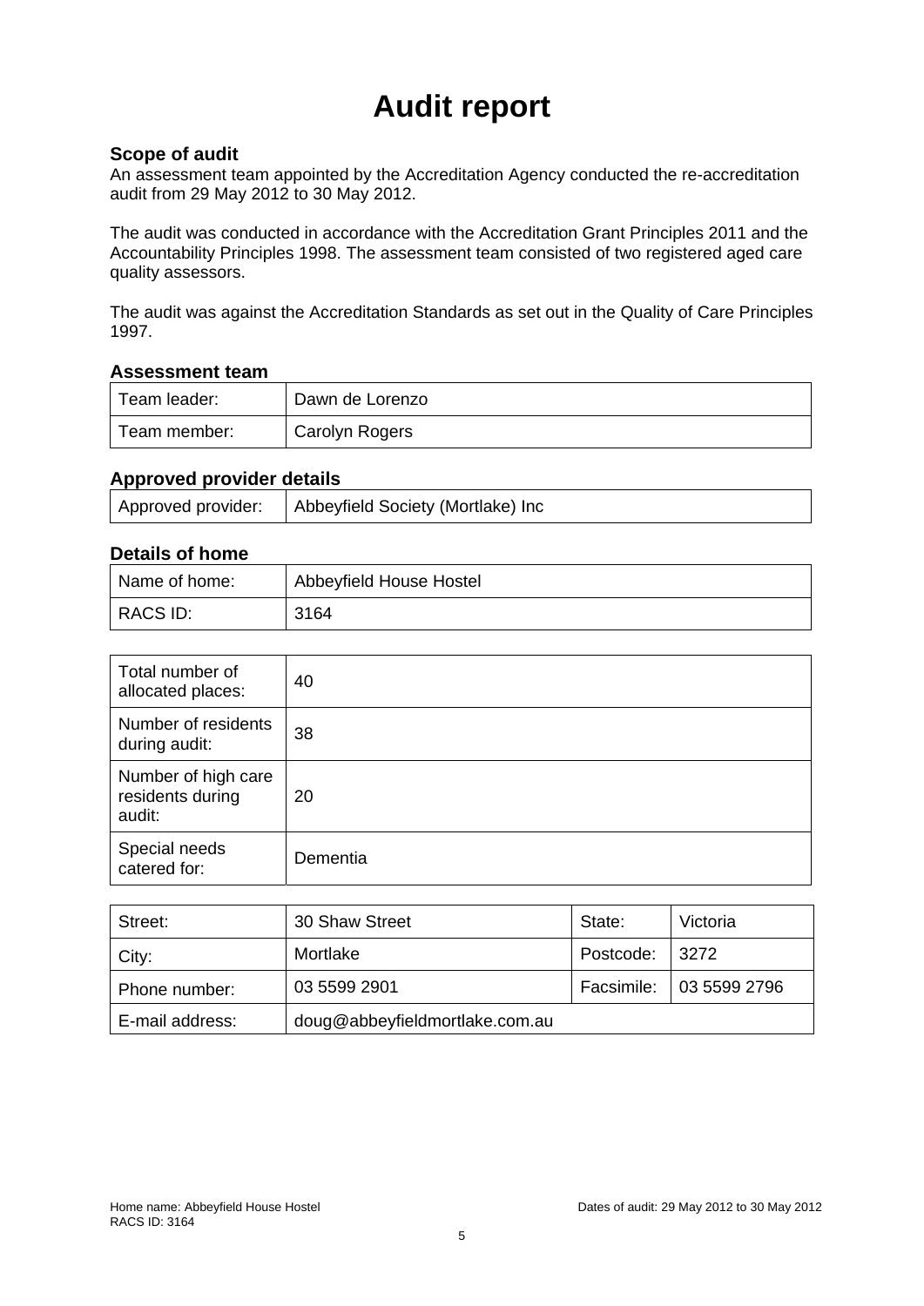# Audit report

### Scope of audit

An assessment team appointed by the Accreditation Agency conducted the re-accreditation audit from 29 May 2012 to 30 May 2012.

The audit was conducted in accordance with the Accreditation Grant Principles 2011 and the Accountability Principles 1998. The assessment team consisted of two registered aged care quality assessors.

The audit was against the Accreditation Standards as set out in the Quality of Care Principles 1997.

### Assessment team

| | |
|---|---|
| Team leader: | Dawn de Lorenzo |
| Team member: | Carolyn Rogers |

### Approved provider details

| | |
|---|---|
| Approved provider: | Abbeyfield Society (Mortlake) Inc |

### Details of home

| | |
|---|---|
| Name of home: | Abbeyfield House Hostel |
| RACS ID: | 3164 |

| | |
|---|---|
| Total number of allocated places: | 40 |
| Number of residents during audit: | 38 |
| Number of high care residents during audit: | 20 |
| Special needs catered for: | Dementia |

| | | | |
|---|---|---|---|
| Street: | 30 Shaw Street | State: | Victoria |
| City: | Mortlake | Postcode: | 3272 |
| Phone number: | 03 5599 2901 | Facsimile: | 03 5599 2796 |
| E-mail address: | doug@abbeyfieldmortlake.com.au | | |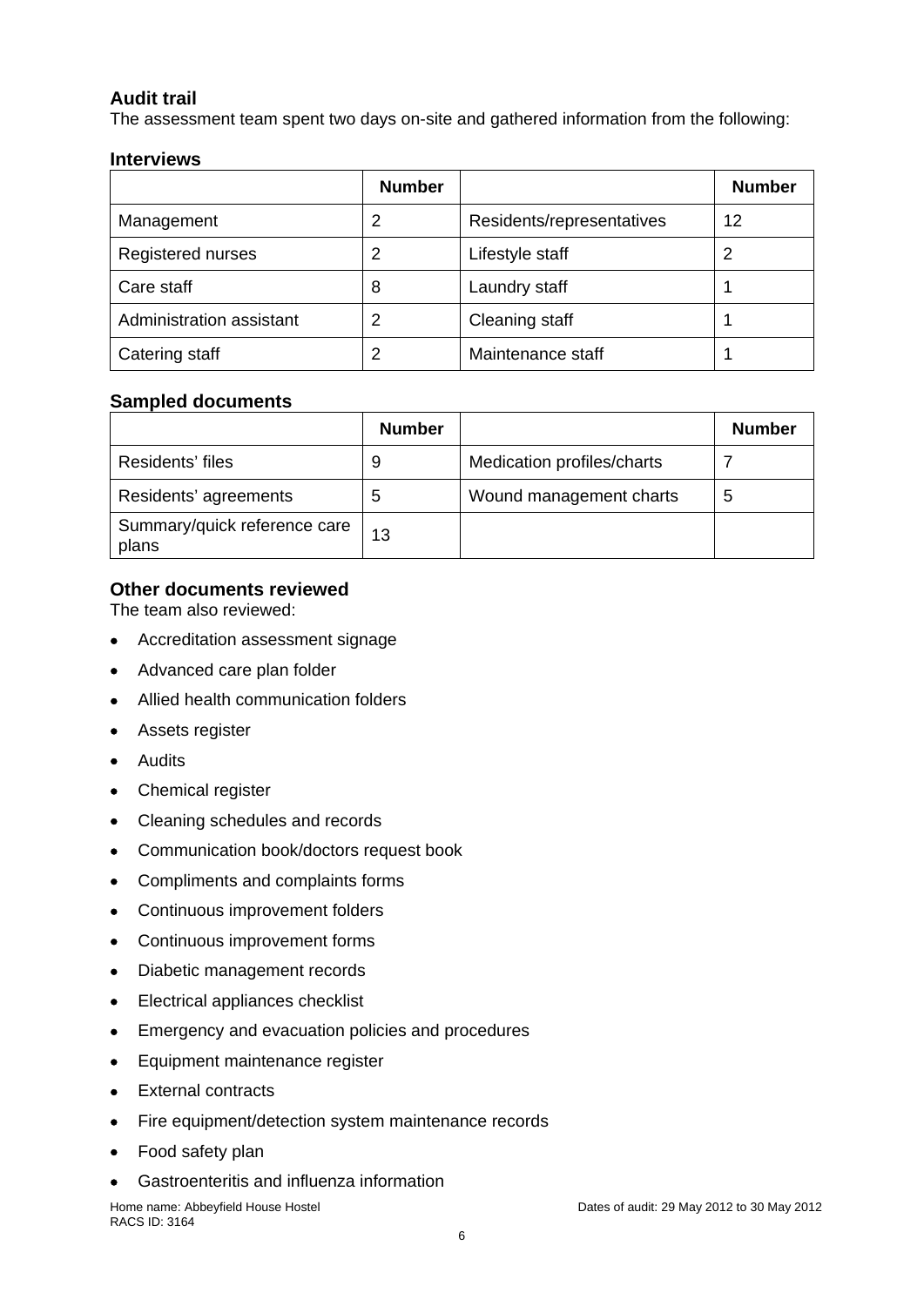## Audit trail

The assessment team spent two days on-site and gathered information from the following:

### Interviews

| | Number | | Number |
|---|---|---|---|
| Management | 2 | Residents/representatives | 12 |
| Registered nurses | 2 | Lifestyle staff | 2 |
| Care staff | 8 | Laundry staff | 1 |
| Administration assistant | 2 | Cleaning staff | 1 |
| Catering staff | 2 | Maintenance staff | 1 |

### Sampled documents

| | Number | | Number |
|---|---|---|---|
| Residents' files | 9 | Medication profiles/charts | 7 |
| Residents' agreements | 5 | Wound management charts | 5 |
| Summary/quick reference care plans | 13 | | |

### Other documents reviewed

The team also reviewed:

- Accreditation assessment signage
- Advanced care plan folder
- Allied health communication folders
- Assets register
- Audits
- Chemical register
- Cleaning schedules and records
- Communication book/doctors request book
- Compliments and complaints forms
- Continuous improvement folders
- Continuous improvement forms
- Diabetic management records
- Electrical appliances checklist
- Emergency and evacuation policies and procedures
- Equipment maintenance register
- External contracts
- Fire equipment/detection system maintenance records
- Food safety plan
- Gastroenteritis and influenza information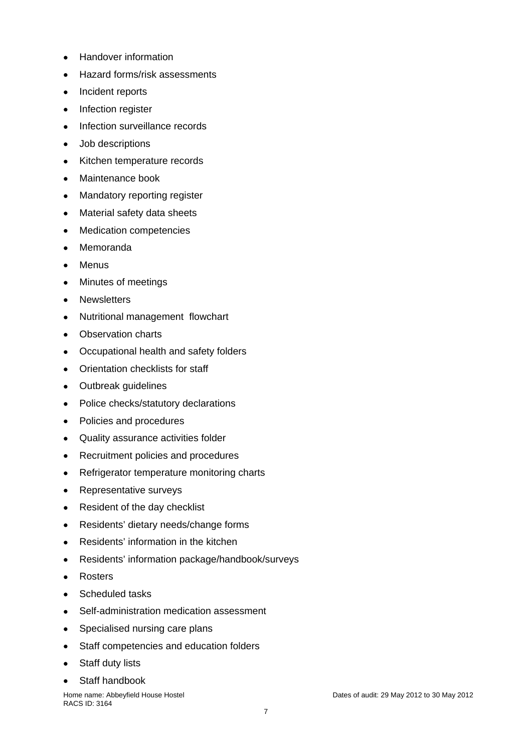- Handover information
- Hazard forms/risk assessments
- Incident reports
- Infection register
- Infection surveillance records
- Job descriptions
- Kitchen temperature records
- Maintenance book
- Mandatory reporting register
- Material safety data sheets
- Medication competencies
- Memoranda
- Menus
- Minutes of meetings
- Newsletters
- Nutritional management flowchart
- Observation charts
- Occupational health and safety folders
- Orientation checklists for staff
- Outbreak guidelines
- Police checks/statutory declarations
- Policies and procedures
- Quality assurance activities folder
- Recruitment policies and procedures
- Refrigerator temperature monitoring charts
- Representative surveys
- Resident of the day checklist
- Residents' dietary needs/change forms
- Residents' information in the kitchen
- Residents' information package/handbook/surveys
- Rosters
- Scheduled tasks
- Self-administration medication assessment
- Specialised nursing care plans
- Staff competencies and education folders
- Staff duty lists
- Staff handbook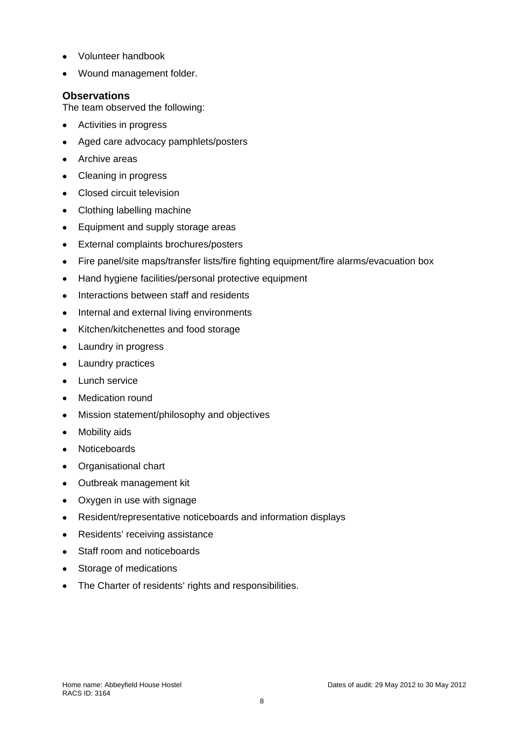- Volunteer handbook
- Wound management folder.

### Observations

The team observed the following:

- Activities in progress
- Aged care advocacy pamphlets/posters
- Archive areas
- Cleaning in progress
- Closed circuit television
- Clothing labelling machine
- Equipment and supply storage areas
- External complaints brochures/posters
- Fire panel/site maps/transfer lists/fire fighting equipment/fire alarms/evacuation box
- Hand hygiene facilities/personal protective equipment
- Interactions between staff and residents
- Internal and external living environments
- Kitchen/kitchenettes and food storage
- Laundry in progress
- Laundry practices
- Lunch service
- Medication round
- Mission statement/philosophy and objectives
- Mobility aids
- Noticeboards
- Organisational chart
- Outbreak management kit
- Oxygen in use with signage
- Resident/representative noticeboards and information displays
- Residents' receiving assistance
- Staff room and noticeboards
- Storage of medications
- The Charter of residents' rights and responsibilities.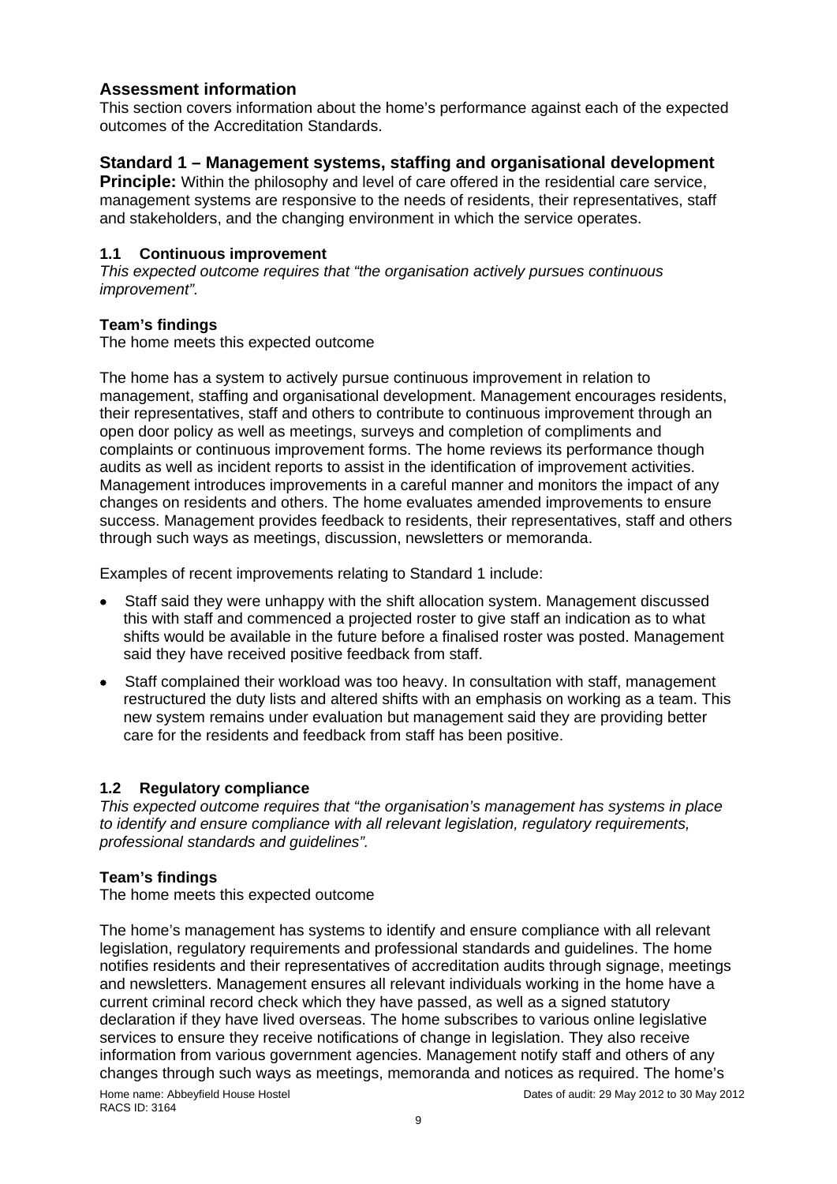## Assessment information

This section covers information about the home's performance against each of the expected outcomes of the Accreditation Standards.

## Standard 1 – Management systems, staffing and organisational development

**Principle:** Within the philosophy and level of care offered in the residential care service, management systems are responsive to the needs of residents, their representatives, staff and stakeholders, and the changing environment in which the service operates.

### 1.1 Continuous improvement

*This expected outcome requires that "the organisation actively pursues continuous improvement".*

**Team's findings**

The home meets this expected outcome

The home has a system to actively pursue continuous improvement in relation to management, staffing and organisational development. Management encourages residents, their representatives, staff and others to contribute to continuous improvement through an open door policy as well as meetings, surveys and completion of compliments and complaints or continuous improvement forms. The home reviews its performance though audits as well as incident reports to assist in the identification of improvement activities. Management introduces improvements in a careful manner and monitors the impact of any changes on residents and others. The home evaluates amended improvements to ensure success. Management provides feedback to residents, their representatives, staff and others through such ways as meetings, discussion, newsletters or memoranda.

Examples of recent improvements relating to Standard 1 include:

- Staff said they were unhappy with the shift allocation system. Management discussed this with staff and commenced a projected roster to give staff an indication as to what shifts would be available in the future before a finalised roster was posted. Management said they have received positive feedback from staff.
- Staff complained their workload was too heavy. In consultation with staff, management restructured the duty lists and altered shifts with an emphasis on working as a team. This new system remains under evaluation but management said they are providing better care for the residents and feedback from staff has been positive.

### 1.2 Regulatory compliance

*This expected outcome requires that "the organisation's management has systems in place to identify and ensure compliance with all relevant legislation, regulatory requirements, professional standards and guidelines".*

**Team's findings**

The home meets this expected outcome

The home's management has systems to identify and ensure compliance with all relevant legislation, regulatory requirements and professional standards and guidelines. The home notifies residents and their representatives of accreditation audits through signage, meetings and newsletters. Management ensures all relevant individuals working in the home have a current criminal record check which they have passed, as well as a signed statutory declaration if they have lived overseas. The home subscribes to various online legislative services to ensure they receive notifications of change in legislation. They also receive information from various government agencies. Management notify staff and others of any changes through such ways as meetings, memoranda and notices as required. The home's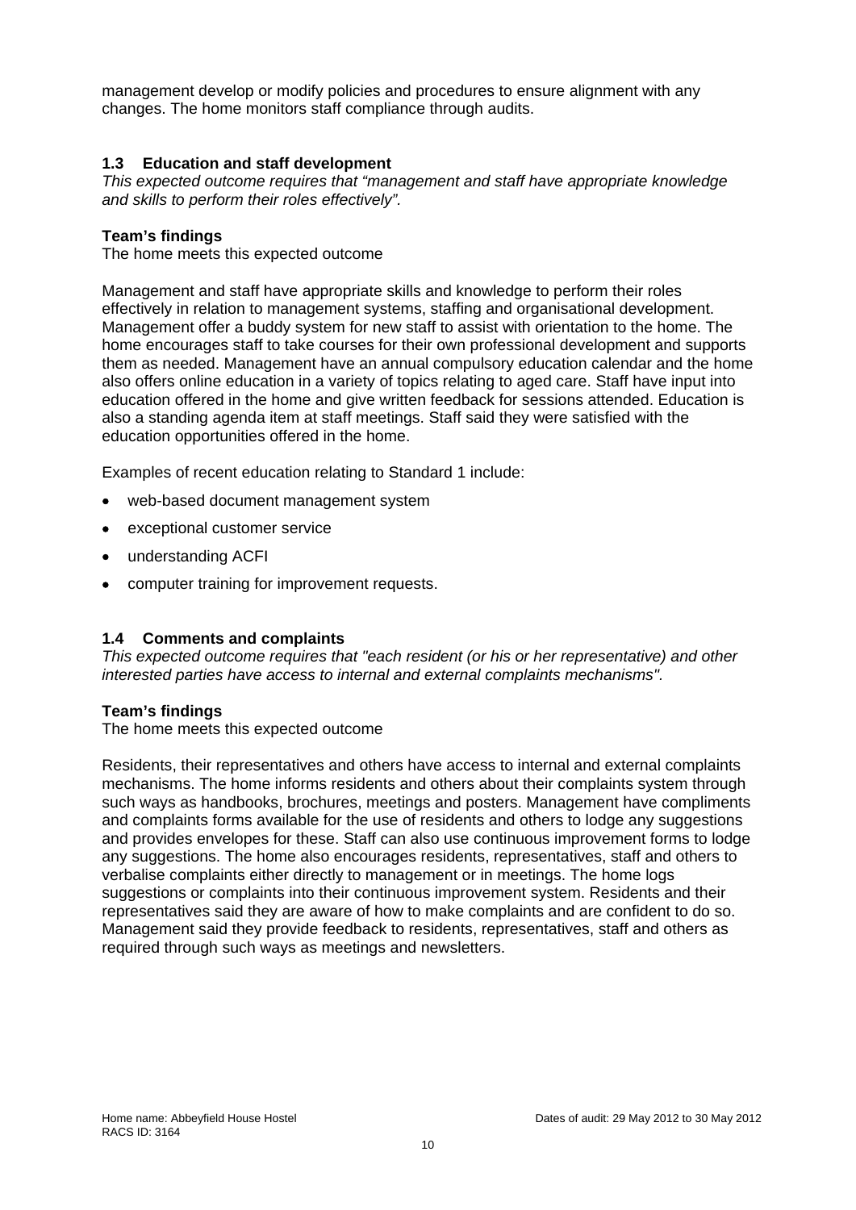management develop or modify policies and procedures to ensure alignment with any changes. The home monitors staff compliance through audits.

### 1.3 Education and staff development

*This expected outcome requires that "management and staff have appropriate knowledge and skills to perform their roles effectively".*

**Team's findings**

The home meets this expected outcome

Management and staff have appropriate skills and knowledge to perform their roles effectively in relation to management systems, staffing and organisational development. Management offer a buddy system for new staff to assist with orientation to the home. The home encourages staff to take courses for their own professional development and supports them as needed. Management have an annual compulsory education calendar and the home also offers online education in a variety of topics relating to aged care. Staff have input into education offered in the home and give written feedback for sessions attended. Education is also a standing agenda item at staff meetings. Staff said they were satisfied with the education opportunities offered in the home.

Examples of recent education relating to Standard 1 include:

- web-based document management system
- exceptional customer service
- understanding ACFI
- computer training for improvement requests.

### 1.4 Comments and complaints

*This expected outcome requires that "each resident (or his or her representative) and other interested parties have access to internal and external complaints mechanisms".*

**Team's findings**

The home meets this expected outcome

Residents, their representatives and others have access to internal and external complaints mechanisms. The home informs residents and others about their complaints system through such ways as handbooks, brochures, meetings and posters. Management have compliments and complaints forms available for the use of residents and others to lodge any suggestions and provides envelopes for these. Staff can also use continuous improvement forms to lodge any suggestions. The home also encourages residents, representatives, staff and others to verbalise complaints either directly to management or in meetings. The home logs suggestions or complaints into their continuous improvement system. Residents and their representatives said they are aware of how to make complaints and are confident to do so. Management said they provide feedback to residents, representatives, staff and others as required through such ways as meetings and newsletters.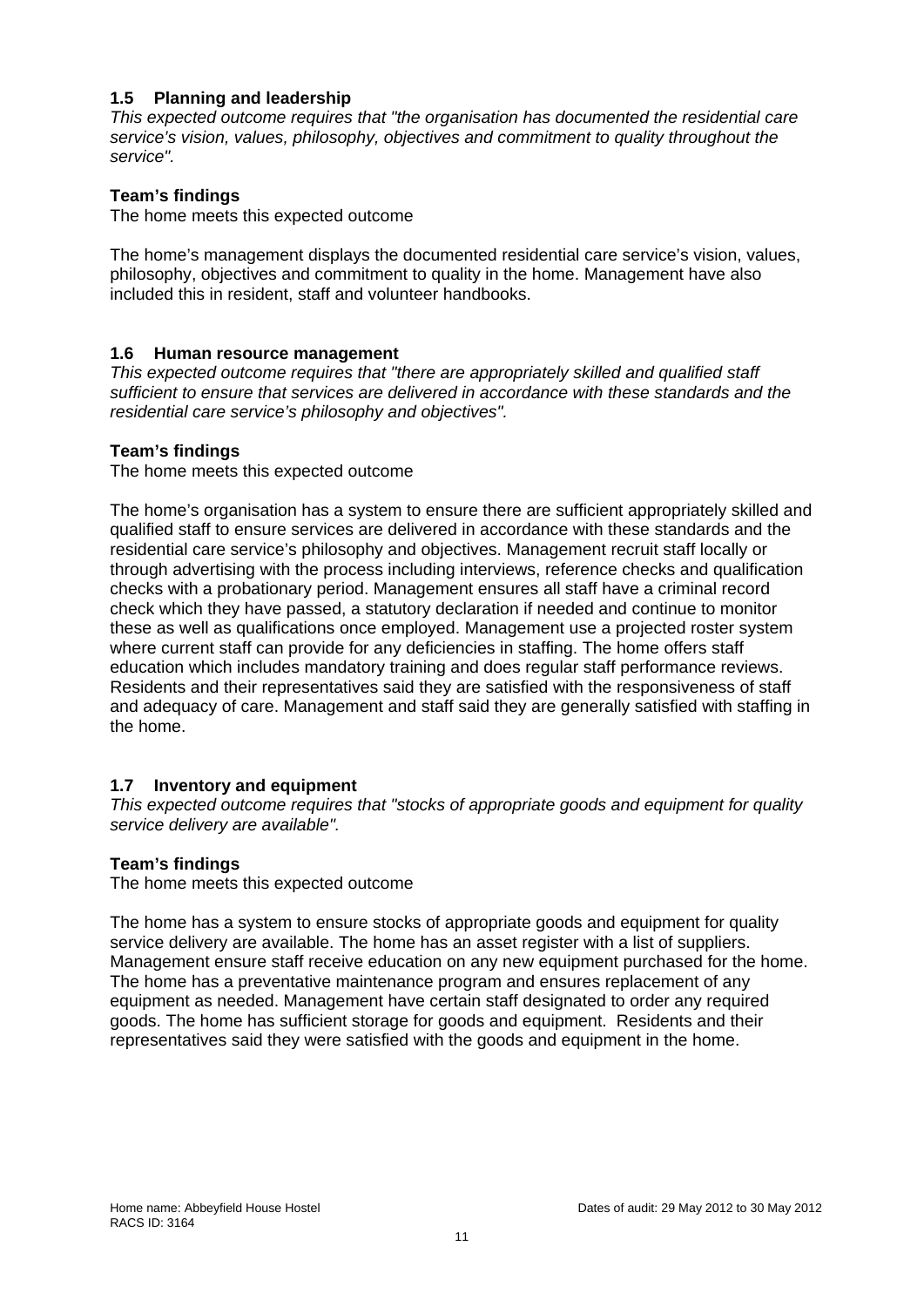### 1.5 Planning and leadership

*This expected outcome requires that "the organisation has documented the residential care service's vision, values, philosophy, objectives and commitment to quality throughout the service".*

**Team's findings**

The home meets this expected outcome

The home's management displays the documented residential care service's vision, values, philosophy, objectives and commitment to quality in the home. Management have also included this in resident, staff and volunteer handbooks.

### 1.6 Human resource management

*This expected outcome requires that "there are appropriately skilled and qualified staff sufficient to ensure that services are delivered in accordance with these standards and the residential care service's philosophy and objectives".*

**Team's findings**

The home meets this expected outcome

The home's organisation has a system to ensure there are sufficient appropriately skilled and qualified staff to ensure services are delivered in accordance with these standards and the residential care service's philosophy and objectives. Management recruit staff locally or through advertising with the process including interviews, reference checks and qualification checks with a probationary period. Management ensures all staff have a criminal record check which they have passed, a statutory declaration if needed and continue to monitor these as well as qualifications once employed. Management use a projected roster system where current staff can provide for any deficiencies in staffing. The home offers staff education which includes mandatory training and does regular staff performance reviews. Residents and their representatives said they are satisfied with the responsiveness of staff and adequacy of care. Management and staff said they are generally satisfied with staffing in the home.

### 1.7 Inventory and equipment

*This expected outcome requires that "stocks of appropriate goods and equipment for quality service delivery are available".*

**Team's findings**

The home meets this expected outcome

The home has a system to ensure stocks of appropriate goods and equipment for quality service delivery are available. The home has an asset register with a list of suppliers. Management ensure staff receive education on any new equipment purchased for the home. The home has a preventative maintenance program and ensures replacement of any equipment as needed. Management have certain staff designated to order any required goods. The home has sufficient storage for goods and equipment. Residents and their representatives said they were satisfied with the goods and equipment in the home.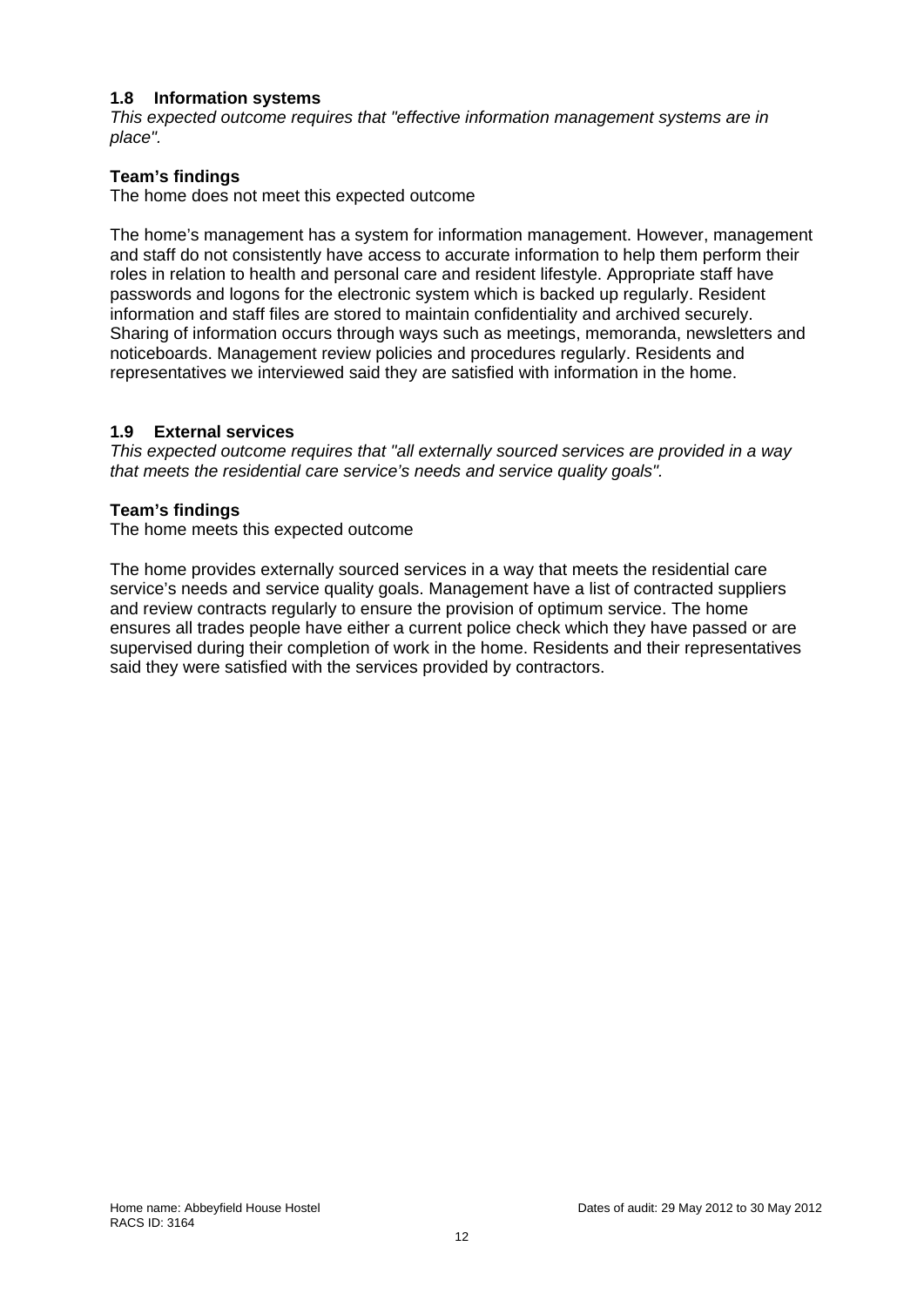### 1.8 Information systems

*This expected outcome requires that "effective information management systems are in place".*

**Team's findings**

The home does not meet this expected outcome

The home's management has a system for information management. However, management and staff do not consistently have access to accurate information to help them perform their roles in relation to health and personal care and resident lifestyle. Appropriate staff have passwords and logons for the electronic system which is backed up regularly. Resident information and staff files are stored to maintain confidentiality and archived securely. Sharing of information occurs through ways such as meetings, memoranda, newsletters and noticeboards. Management review policies and procedures regularly. Residents and representatives we interviewed said they are satisfied with information in the home.

### 1.9 External services

*This expected outcome requires that "all externally sourced services are provided in a way that meets the residential care service's needs and service quality goals".*

**Team's findings**

The home meets this expected outcome

The home provides externally sourced services in a way that meets the residential care service's needs and service quality goals. Management have a list of contracted suppliers and review contracts regularly to ensure the provision of optimum service. The home ensures all trades people have either a current police check which they have passed or are supervised during their completion of work in the home. Residents and their representatives said they were satisfied with the services provided by contractors.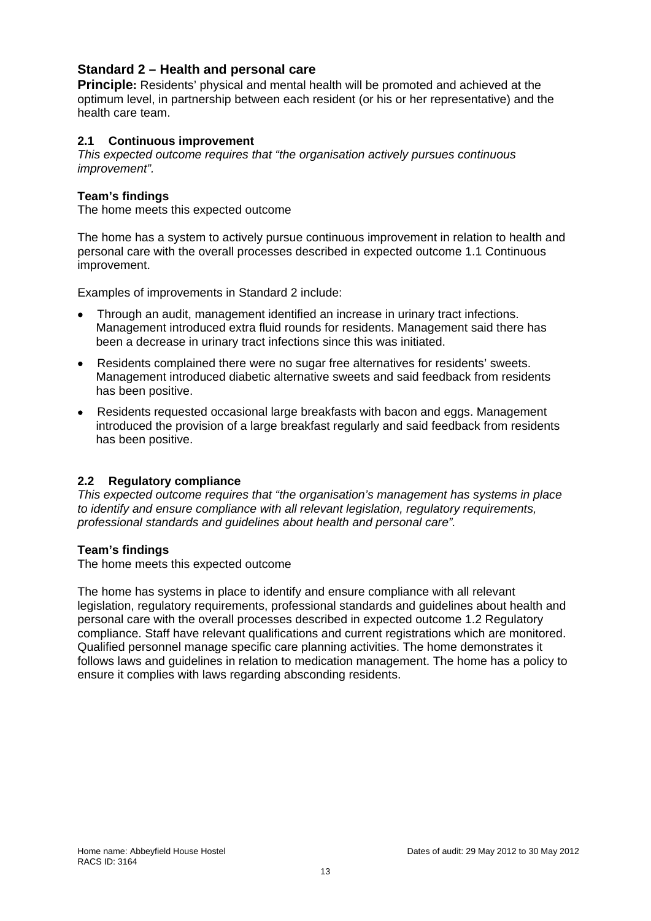## Standard 2 – Health and personal care

**Principle:** Residents' physical and mental health will be promoted and achieved at the optimum level, in partnership between each resident (or his or her representative) and the health care team.

### 2.1 Continuous improvement

*This expected outcome requires that "the organisation actively pursues continuous improvement".*

**Team's findings**

The home meets this expected outcome

The home has a system to actively pursue continuous improvement in relation to health and personal care with the overall processes described in expected outcome 1.1 Continuous improvement.

Examples of improvements in Standard 2 include:

- Through an audit, management identified an increase in urinary tract infections. Management introduced extra fluid rounds for residents. Management said there has been a decrease in urinary tract infections since this was initiated.
- Residents complained there were no sugar free alternatives for residents' sweets. Management introduced diabetic alternative sweets and said feedback from residents has been positive.
- Residents requested occasional large breakfasts with bacon and eggs. Management introduced the provision of a large breakfast regularly and said feedback from residents has been positive.

### 2.2 Regulatory compliance

*This expected outcome requires that "the organisation's management has systems in place to identify and ensure compliance with all relevant legislation, regulatory requirements, professional standards and guidelines about health and personal care".*

**Team's findings**

The home meets this expected outcome

The home has systems in place to identify and ensure compliance with all relevant legislation, regulatory requirements, professional standards and guidelines about health and personal care with the overall processes described in expected outcome 1.2 Regulatory compliance. Staff have relevant qualifications and current registrations which are monitored. Qualified personnel manage specific care planning activities. The home demonstrates it follows laws and guidelines in relation to medication management. The home has a policy to ensure it complies with laws regarding absconding residents.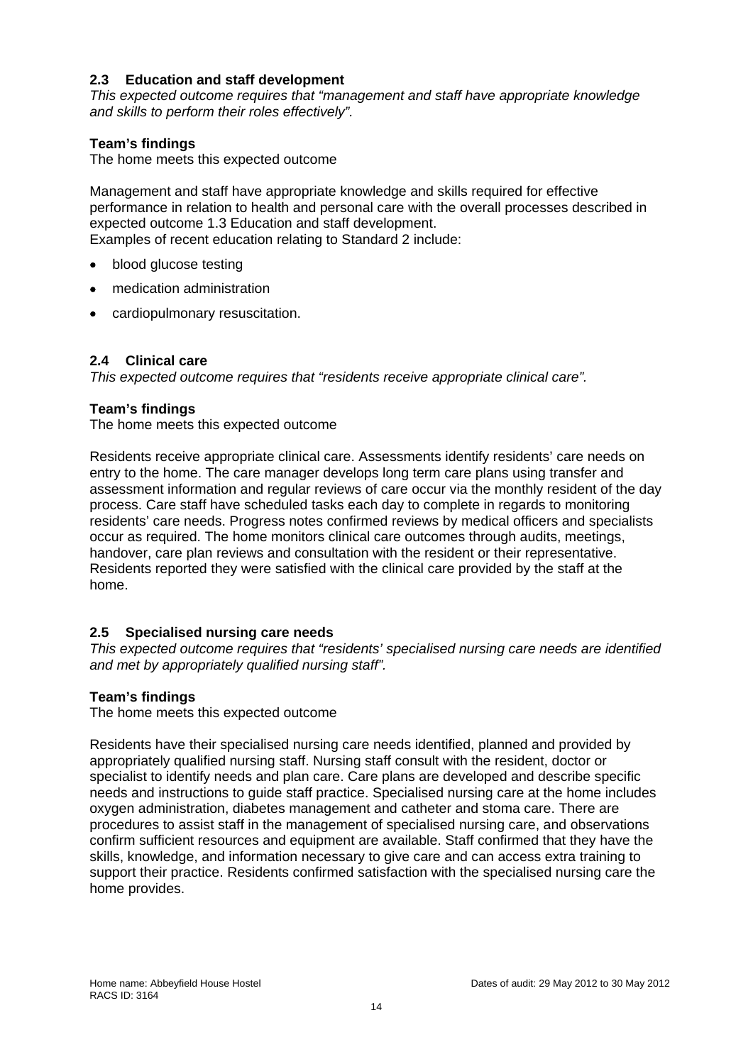### 2.3 Education and staff development

*This expected outcome requires that "management and staff have appropriate knowledge and skills to perform their roles effectively".*

**Team's findings**

The home meets this expected outcome

Management and staff have appropriate knowledge and skills required for effective performance in relation to health and personal care with the overall processes described in expected outcome 1.3 Education and staff development.
Examples of recent education relating to Standard 2 include:

- blood glucose testing
- medication administration
- cardiopulmonary resuscitation.

### 2.4 Clinical care

*This expected outcome requires that "residents receive appropriate clinical care".*

**Team's findings**

The home meets this expected outcome

Residents receive appropriate clinical care. Assessments identify residents' care needs on entry to the home. The care manager develops long term care plans using transfer and assessment information and regular reviews of care occur via the monthly resident of the day process. Care staff have scheduled tasks each day to complete in regards to monitoring residents' care needs. Progress notes confirmed reviews by medical officers and specialists occur as required. The home monitors clinical care outcomes through audits, meetings, handover, care plan reviews and consultation with the resident or their representative. Residents reported they were satisfied with the clinical care provided by the staff at the home.

### 2.5 Specialised nursing care needs

*This expected outcome requires that "residents' specialised nursing care needs are identified and met by appropriately qualified nursing staff".*

**Team's findings**

The home meets this expected outcome

Residents have their specialised nursing care needs identified, planned and provided by appropriately qualified nursing staff. Nursing staff consult with the resident, doctor or specialist to identify needs and plan care. Care plans are developed and describe specific needs and instructions to guide staff practice. Specialised nursing care at the home includes oxygen administration, diabetes management and catheter and stoma care. There are procedures to assist staff in the management of specialised nursing care, and observations confirm sufficient resources and equipment are available. Staff confirmed that they have the skills, knowledge, and information necessary to give care and can access extra training to support their practice. Residents confirmed satisfaction with the specialised nursing care the home provides.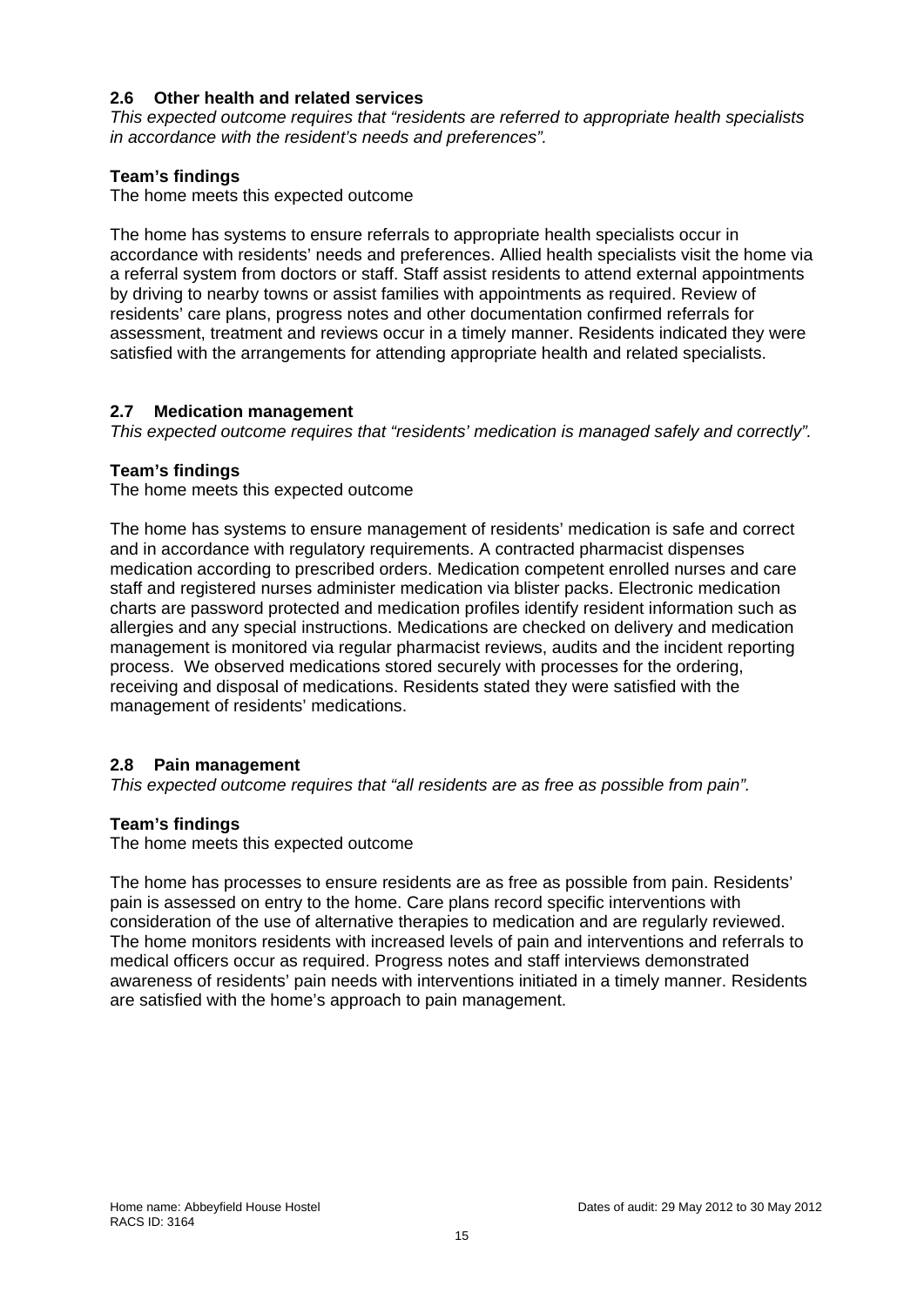### 2.6 Other health and related services

*This expected outcome requires that "residents are referred to appropriate health specialists in accordance with the resident's needs and preferences".*

**Team's findings**

The home meets this expected outcome

The home has systems to ensure referrals to appropriate health specialists occur in accordance with residents' needs and preferences. Allied health specialists visit the home via a referral system from doctors or staff. Staff assist residents to attend external appointments by driving to nearby towns or assist families with appointments as required. Review of residents' care plans, progress notes and other documentation confirmed referrals for assessment, treatment and reviews occur in a timely manner. Residents indicated they were satisfied with the arrangements for attending appropriate health and related specialists.

### 2.7 Medication management

*This expected outcome requires that "residents' medication is managed safely and correctly".*

**Team's findings**

The home meets this expected outcome

The home has systems to ensure management of residents' medication is safe and correct and in accordance with regulatory requirements. A contracted pharmacist dispenses medication according to prescribed orders. Medication competent enrolled nurses and care staff and registered nurses administer medication via blister packs. Electronic medication charts are password protected and medication profiles identify resident information such as allergies and any special instructions. Medications are checked on delivery and medication management is monitored via regular pharmacist reviews, audits and the incident reporting process. We observed medications stored securely with processes for the ordering, receiving and disposal of medications. Residents stated they were satisfied with the management of residents' medications.

### 2.8 Pain management

*This expected outcome requires that "all residents are as free as possible from pain".*

**Team's findings**

The home meets this expected outcome

The home has processes to ensure residents are as free as possible from pain. Residents' pain is assessed on entry to the home. Care plans record specific interventions with consideration of the use of alternative therapies to medication and are regularly reviewed. The home monitors residents with increased levels of pain and interventions and referrals to medical officers occur as required. Progress notes and staff interviews demonstrated awareness of residents' pain needs with interventions initiated in a timely manner. Residents are satisfied with the home's approach to pain management.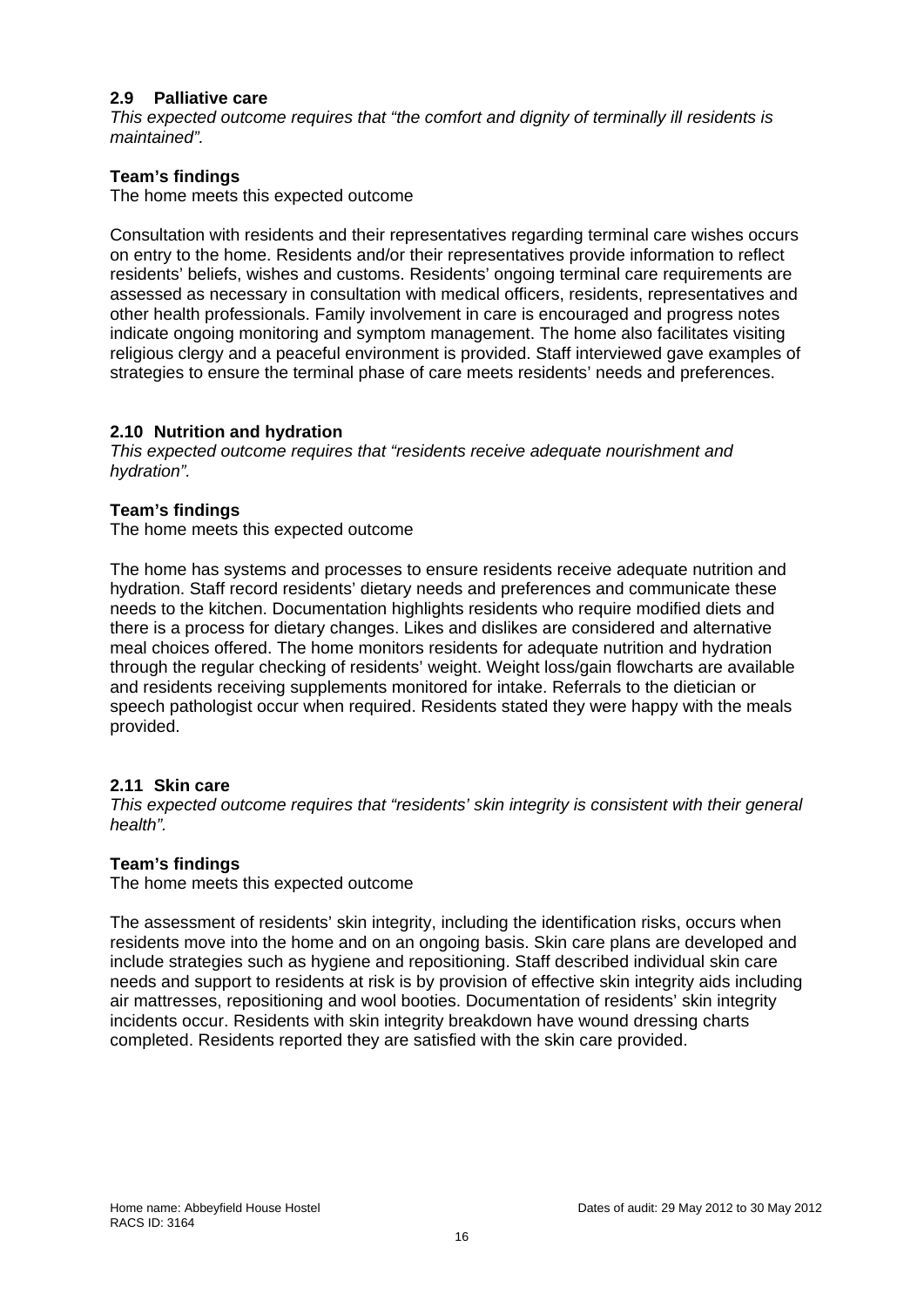### 2.9 Palliative care

*This expected outcome requires that "the comfort and dignity of terminally ill residents is maintained".*

**Team's findings**

The home meets this expected outcome

Consultation with residents and their representatives regarding terminal care wishes occurs on entry to the home. Residents and/or their representatives provide information to reflect residents' beliefs, wishes and customs. Residents' ongoing terminal care requirements are assessed as necessary in consultation with medical officers, residents, representatives and other health professionals. Family involvement in care is encouraged and progress notes indicate ongoing monitoring and symptom management. The home also facilitates visiting religious clergy and a peaceful environment is provided. Staff interviewed gave examples of strategies to ensure the terminal phase of care meets residents' needs and preferences.

### 2.10 Nutrition and hydration

*This expected outcome requires that "residents receive adequate nourishment and hydration".*

**Team's findings**

The home meets this expected outcome

The home has systems and processes to ensure residents receive adequate nutrition and hydration. Staff record residents' dietary needs and preferences and communicate these needs to the kitchen. Documentation highlights residents who require modified diets and there is a process for dietary changes. Likes and dislikes are considered and alternative meal choices offered. The home monitors residents for adequate nutrition and hydration through the regular checking of residents' weight. Weight loss/gain flowcharts are available and residents receiving supplements monitored for intake. Referrals to the dietician or speech pathologist occur when required. Residents stated they were happy with the meals provided.

### 2.11 Skin care

*This expected outcome requires that "residents' skin integrity is consistent with their general health".*

**Team's findings**

The home meets this expected outcome

The assessment of residents' skin integrity, including the identification risks, occurs when residents move into the home and on an ongoing basis. Skin care plans are developed and include strategies such as hygiene and repositioning. Staff described individual skin care needs and support to residents at risk is by provision of effective skin integrity aids including air mattresses, repositioning and wool booties. Documentation of residents' skin integrity incidents occur. Residents with skin integrity breakdown have wound dressing charts completed. Residents reported they are satisfied with the skin care provided.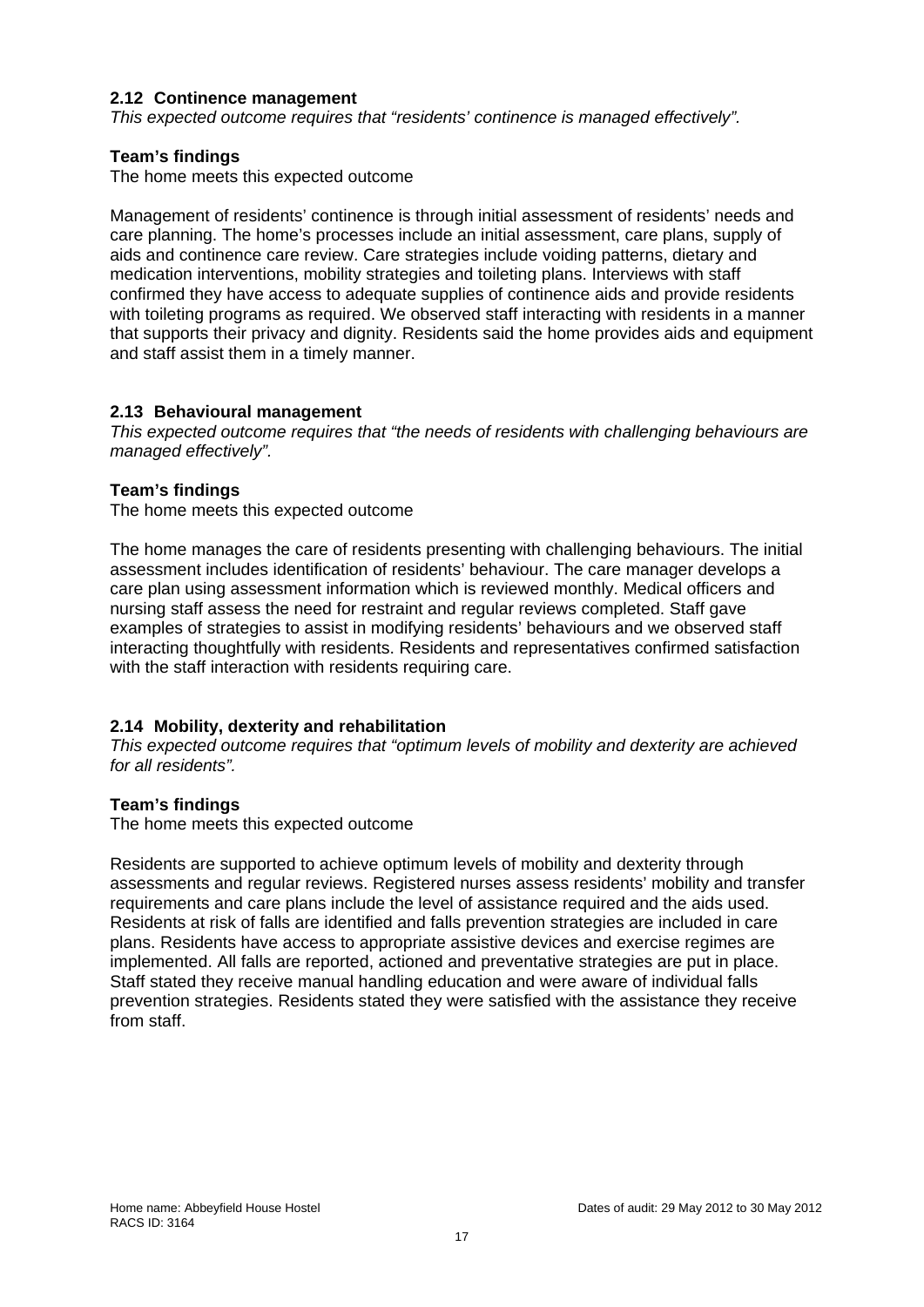### 2.12 Continence management

*This expected outcome requires that "residents' continence is managed effectively".*

**Team's findings**

The home meets this expected outcome

Management of residents' continence is through initial assessment of residents' needs and care planning. The home's processes include an initial assessment, care plans, supply of aids and continence care review. Care strategies include voiding patterns, dietary and medication interventions, mobility strategies and toileting plans. Interviews with staff confirmed they have access to adequate supplies of continence aids and provide residents with toileting programs as required. We observed staff interacting with residents in a manner that supports their privacy and dignity. Residents said the home provides aids and equipment and staff assist them in a timely manner.

### 2.13 Behavioural management

*This expected outcome requires that "the needs of residents with challenging behaviours are managed effectively".*

**Team's findings**

The home meets this expected outcome

The home manages the care of residents presenting with challenging behaviours. The initial assessment includes identification of residents' behaviour. The care manager develops a care plan using assessment information which is reviewed monthly. Medical officers and nursing staff assess the need for restraint and regular reviews completed. Staff gave examples of strategies to assist in modifying residents' behaviours and we observed staff interacting thoughtfully with residents. Residents and representatives confirmed satisfaction with the staff interaction with residents requiring care.

### 2.14 Mobility, dexterity and rehabilitation

*This expected outcome requires that "optimum levels of mobility and dexterity are achieved for all residents".*

**Team's findings**

The home meets this expected outcome

Residents are supported to achieve optimum levels of mobility and dexterity through assessments and regular reviews. Registered nurses assess residents' mobility and transfer requirements and care plans include the level of assistance required and the aids used. Residents at risk of falls are identified and falls prevention strategies are included in care plans. Residents have access to appropriate assistive devices and exercise regimes are implemented. All falls are reported, actioned and preventative strategies are put in place. Staff stated they receive manual handling education and were aware of individual falls prevention strategies. Residents stated they were satisfied with the assistance they receive from staff.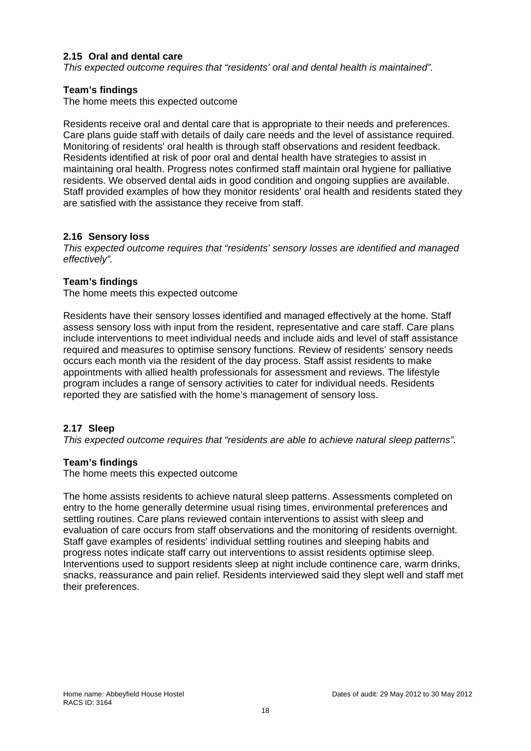### 2.15 Oral and dental care

*This expected outcome requires that "residents' oral and dental health is maintained".*

**Team's findings**

The home meets this expected outcome

Residents receive oral and dental care that is appropriate to their needs and preferences. Care plans guide staff with details of daily care needs and the level of assistance required. Monitoring of residents' oral health is through staff observations and resident feedback. Residents identified at risk of poor oral and dental health have strategies to assist in maintaining oral health. Progress notes confirmed staff maintain oral hygiene for palliative residents. We observed dental aids in good condition and ongoing supplies are available. Staff provided examples of how they monitor residents' oral health and residents stated they are satisfied with the assistance they receive from staff.

### 2.16 Sensory loss

*This expected outcome requires that "residents' sensory losses are identified and managed effectively".*

**Team's findings**

The home meets this expected outcome

Residents have their sensory losses identified and managed effectively at the home. Staff assess sensory loss with input from the resident, representative and care staff. Care plans include interventions to meet individual needs and include aids and level of staff assistance required and measures to optimise sensory functions. Review of residents' sensory needs occurs each month via the resident of the day process. Staff assist residents to make appointments with allied health professionals for assessment and reviews. The lifestyle program includes a range of sensory activities to cater for individual needs. Residents reported they are satisfied with the home's management of sensory loss.

### 2.17 Sleep

*This expected outcome requires that "residents are able to achieve natural sleep patterns".*

**Team's findings**

The home meets this expected outcome

The home assists residents to achieve natural sleep patterns. Assessments completed on entry to the home generally determine usual rising times, environmental preferences and settling routines. Care plans reviewed contain interventions to assist with sleep and evaluation of care occurs from staff observations and the monitoring of residents overnight. Staff gave examples of residents' individual settling routines and sleeping habits and progress notes indicate staff carry out interventions to assist residents optimise sleep. Interventions used to support residents sleep at night include continence care, warm drinks, snacks, reassurance and pain relief. Residents interviewed said they slept well and staff met their preferences.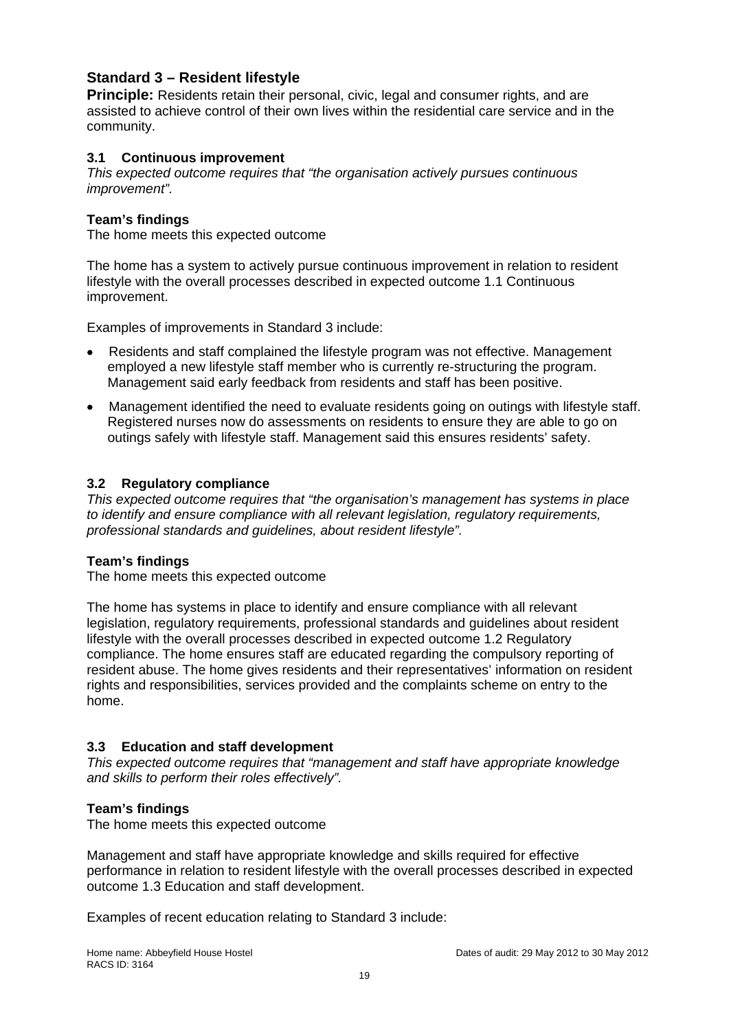## Standard 3 – Resident lifestyle

**Principle:** Residents retain their personal, civic, legal and consumer rights, and are assisted to achieve control of their own lives within the residential care service and in the community.

### 3.1 Continuous improvement

*This expected outcome requires that "the organisation actively pursues continuous improvement".*

**Team's findings**

The home meets this expected outcome

The home has a system to actively pursue continuous improvement in relation to resident lifestyle with the overall processes described in expected outcome 1.1 Continuous improvement.

Examples of improvements in Standard 3 include:

- Residents and staff complained the lifestyle program was not effective. Management employed a new lifestyle staff member who is currently re-structuring the program. Management said early feedback from residents and staff has been positive.
- Management identified the need to evaluate residents going on outings with lifestyle staff. Registered nurses now do assessments on residents to ensure they are able to go on outings safely with lifestyle staff. Management said this ensures residents' safety.

### 3.2 Regulatory compliance

*This expected outcome requires that "the organisation's management has systems in place to identify and ensure compliance with all relevant legislation, regulatory requirements, professional standards and guidelines, about resident lifestyle".*

**Team's findings**

The home meets this expected outcome

The home has systems in place to identify and ensure compliance with all relevant legislation, regulatory requirements, professional standards and guidelines about resident lifestyle with the overall processes described in expected outcome 1.2 Regulatory compliance. The home ensures staff are educated regarding the compulsory reporting of resident abuse. The home gives residents and their representatives' information on resident rights and responsibilities, services provided and the complaints scheme on entry to the home.

### 3.3 Education and staff development

*This expected outcome requires that "management and staff have appropriate knowledge and skills to perform their roles effectively".*

**Team's findings**

The home meets this expected outcome

Management and staff have appropriate knowledge and skills required for effective performance in relation to resident lifestyle with the overall processes described in expected outcome 1.3 Education and staff development.

Examples of recent education relating to Standard 3 include: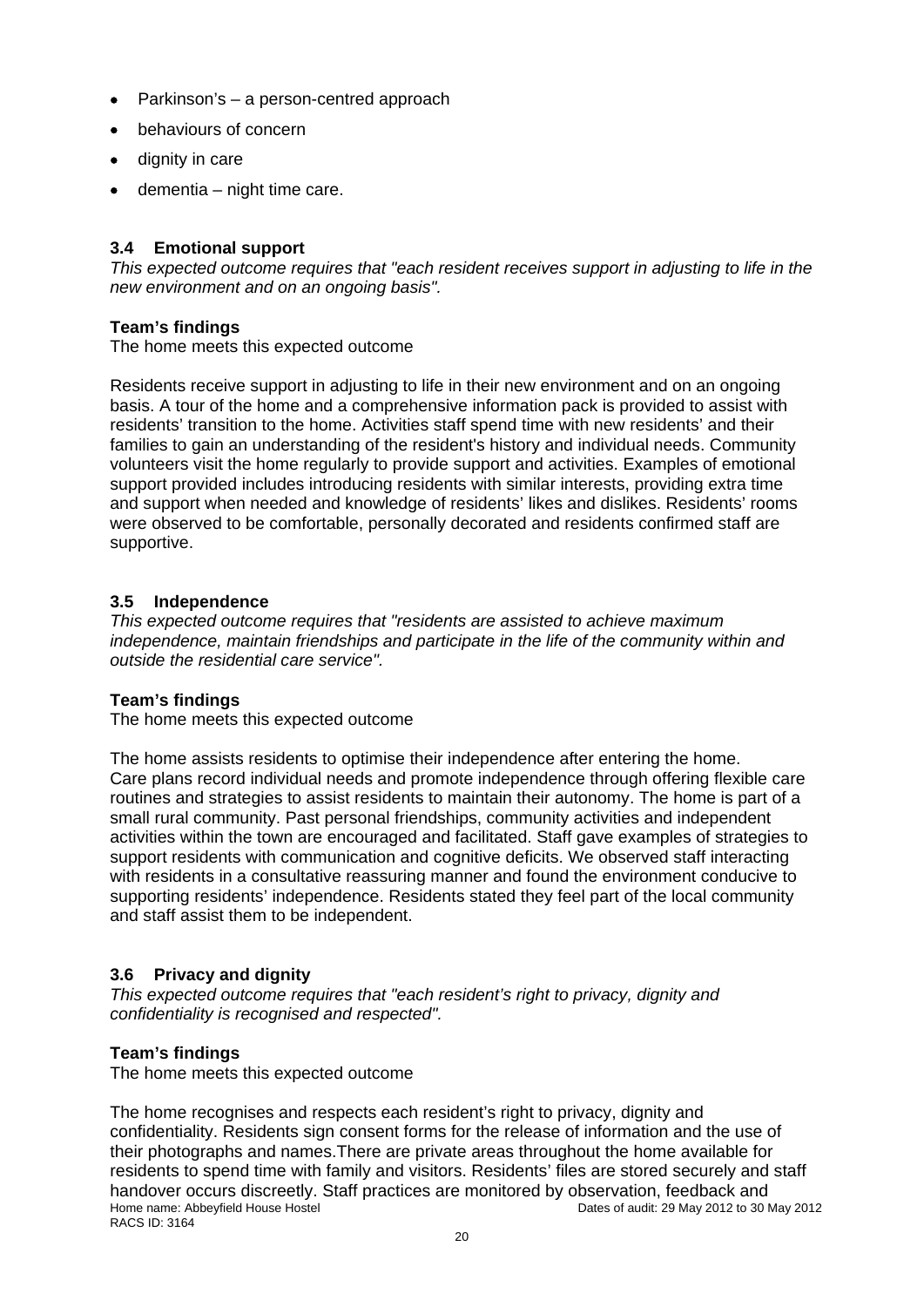- Parkinson's – a person-centred approach
- behaviours of concern
- dignity in care
- dementia – night time care.

### 3.4 Emotional support

*This expected outcome requires that "each resident receives support in adjusting to life in the new environment and on an ongoing basis".*

**Team's findings**

The home meets this expected outcome

Residents receive support in adjusting to life in their new environment and on an ongoing basis. A tour of the home and a comprehensive information pack is provided to assist with residents' transition to the home. Activities staff spend time with new residents' and their families to gain an understanding of the resident's history and individual needs. Community volunteers visit the home regularly to provide support and activities. Examples of emotional support provided includes introducing residents with similar interests, providing extra time and support when needed and knowledge of residents' likes and dislikes. Residents' rooms were observed to be comfortable, personally decorated and residents confirmed staff are supportive.

### 3.5 Independence

*This expected outcome requires that "residents are assisted to achieve maximum independence, maintain friendships and participate in the life of the community within and outside the residential care service".*

**Team's findings**

The home meets this expected outcome

The home assists residents to optimise their independence after entering the home. Care plans record individual needs and promote independence through offering flexible care routines and strategies to assist residents to maintain their autonomy. The home is part of a small rural community. Past personal friendships, community activities and independent activities within the town are encouraged and facilitated. Staff gave examples of strategies to support residents with communication and cognitive deficits. We observed staff interacting with residents in a consultative reassuring manner and found the environment conducive to supporting residents' independence. Residents stated they feel part of the local community and staff assist them to be independent.

### 3.6 Privacy and dignity

*This expected outcome requires that "each resident's right to privacy, dignity and confidentiality is recognised and respected".*

**Team's findings**

The home meets this expected outcome

The home recognises and respects each resident's right to privacy, dignity and confidentiality. Residents sign consent forms for the release of information and the use of their photographs and names.There are private areas throughout the home available for residents to spend time with family and visitors. Residents' files are stored securely and staff handover occurs discreetly. Staff practices are monitored by observation, feedback and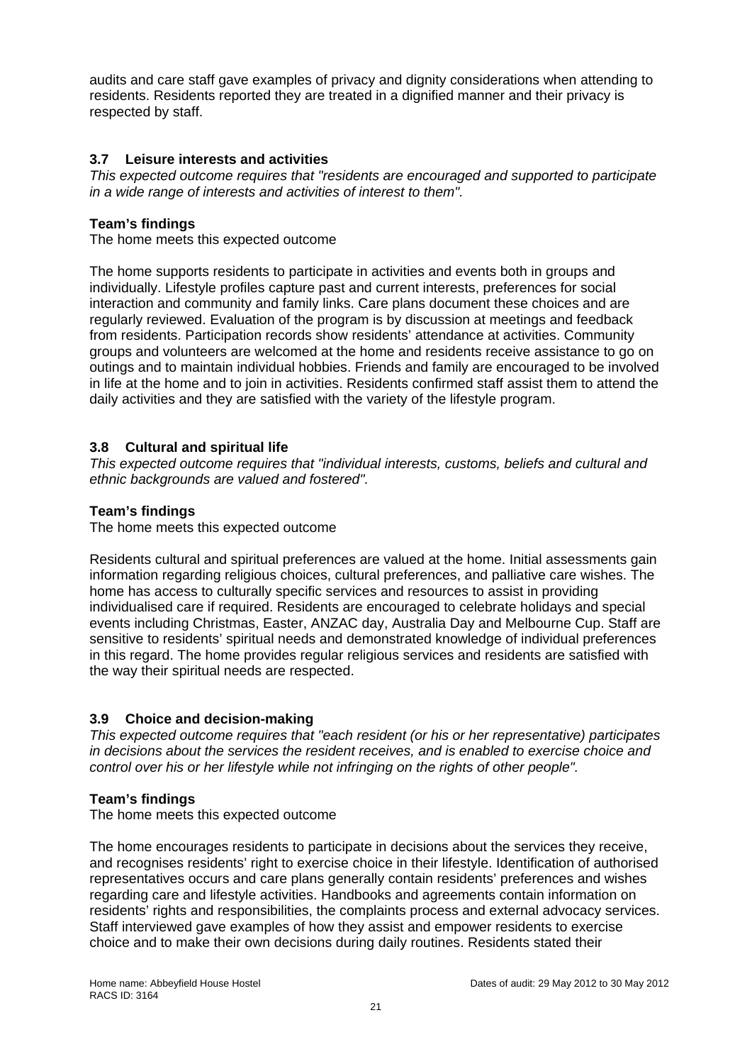audits and care staff gave examples of privacy and dignity considerations when attending to residents. Residents reported they are treated in a dignified manner and their privacy is respected by staff.

### 3.7 Leisure interests and activities

*This expected outcome requires that "residents are encouraged and supported to participate in a wide range of interests and activities of interest to them".*

**Team's findings**

The home meets this expected outcome

The home supports residents to participate in activities and events both in groups and individually. Lifestyle profiles capture past and current interests, preferences for social interaction and community and family links. Care plans document these choices and are regularly reviewed. Evaluation of the program is by discussion at meetings and feedback from residents. Participation records show residents' attendance at activities. Community groups and volunteers are welcomed at the home and residents receive assistance to go on outings and to maintain individual hobbies. Friends and family are encouraged to be involved in life at the home and to join in activities. Residents confirmed staff assist them to attend the daily activities and they are satisfied with the variety of the lifestyle program.

### 3.8 Cultural and spiritual life

*This expected outcome requires that "individual interests, customs, beliefs and cultural and ethnic backgrounds are valued and fostered".*

**Team's findings**

The home meets this expected outcome

Residents cultural and spiritual preferences are valued at the home. Initial assessments gain information regarding religious choices, cultural preferences, and palliative care wishes. The home has access to culturally specific services and resources to assist in providing individualised care if required. Residents are encouraged to celebrate holidays and special events including Christmas, Easter, ANZAC day, Australia Day and Melbourne Cup. Staff are sensitive to residents' spiritual needs and demonstrated knowledge of individual preferences in this regard. The home provides regular religious services and residents are satisfied with the way their spiritual needs are respected.

### 3.9 Choice and decision-making

*This expected outcome requires that "each resident (or his or her representative) participates in decisions about the services the resident receives, and is enabled to exercise choice and control over his or her lifestyle while not infringing on the rights of other people".*

**Team's findings**

The home meets this expected outcome

The home encourages residents to participate in decisions about the services they receive, and recognises residents' right to exercise choice in their lifestyle. Identification of authorised representatives occurs and care plans generally contain residents' preferences and wishes regarding care and lifestyle activities. Handbooks and agreements contain information on residents' rights and responsibilities, the complaints process and external advocacy services. Staff interviewed gave examples of how they assist and empower residents to exercise choice and to make their own decisions during daily routines. Residents stated their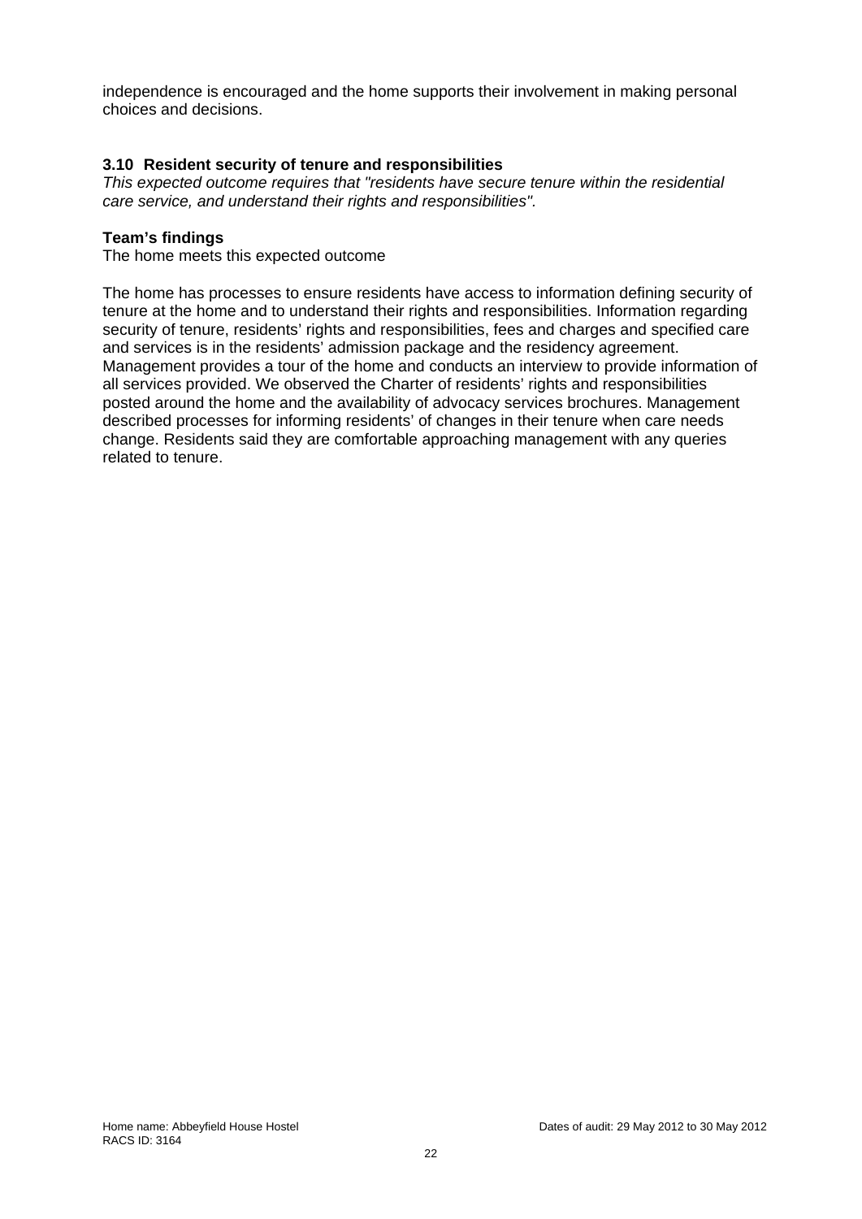independence is encouraged and the home supports their involvement in making personal choices and decisions.

### 3.10 Resident security of tenure and responsibilities

*This expected outcome requires that "residents have secure tenure within the residential care service, and understand their rights and responsibilities".*

**Team's findings**

The home meets this expected outcome

The home has processes to ensure residents have access to information defining security of tenure at the home and to understand their rights and responsibilities. Information regarding security of tenure, residents' rights and responsibilities, fees and charges and specified care and services is in the residents' admission package and the residency agreement. Management provides a tour of the home and conducts an interview to provide information of all services provided. We observed the Charter of residents' rights and responsibilities posted around the home and the availability of advocacy services brochures. Management described processes for informing residents' of changes in their tenure when care needs change. Residents said they are comfortable approaching management with any queries related to tenure.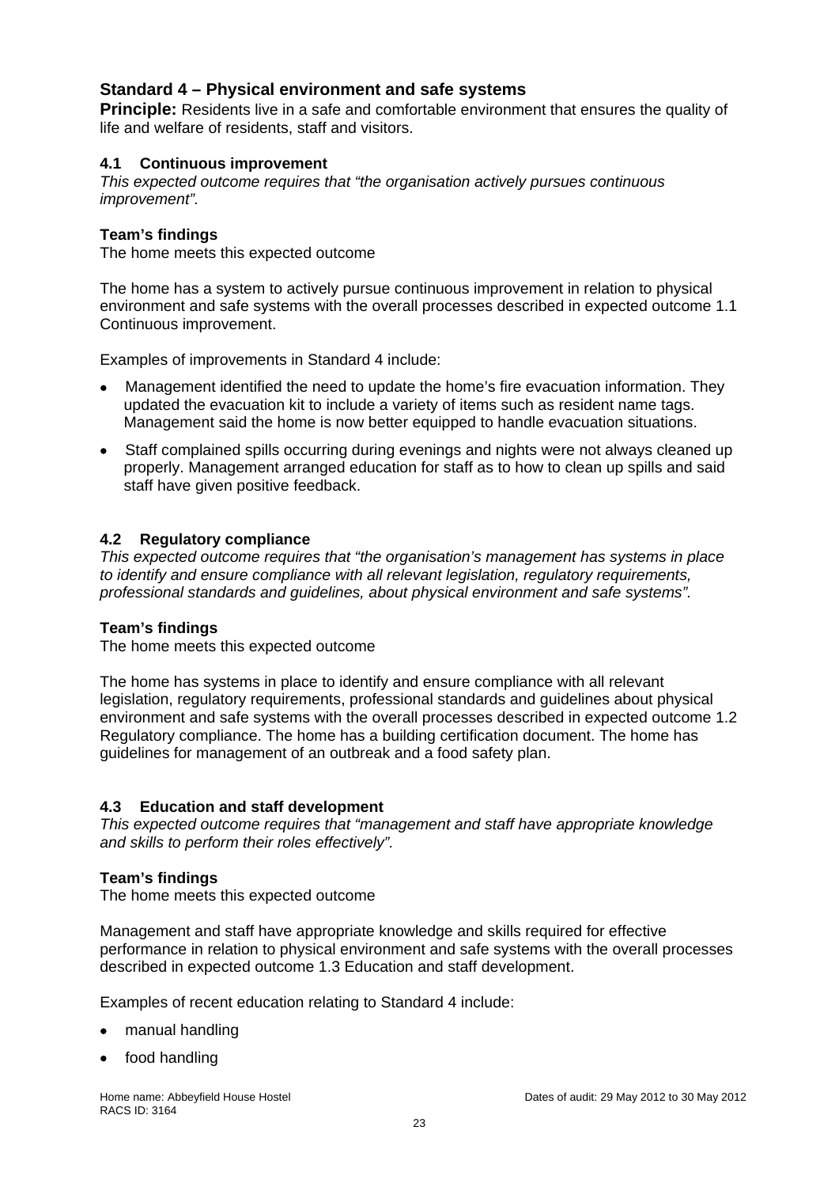## Standard 4 – Physical environment and safe systems

**Principle:** Residents live in a safe and comfortable environment that ensures the quality of life and welfare of residents, staff and visitors.

### 4.1 Continuous improvement

*This expected outcome requires that "the organisation actively pursues continuous improvement".*

**Team's findings**

The home meets this expected outcome

The home has a system to actively pursue continuous improvement in relation to physical environment and safe systems with the overall processes described in expected outcome 1.1 Continuous improvement.

Examples of improvements in Standard 4 include:

- Management identified the need to update the home's fire evacuation information. They updated the evacuation kit to include a variety of items such as resident name tags. Management said the home is now better equipped to handle evacuation situations.
- Staff complained spills occurring during evenings and nights were not always cleaned up properly. Management arranged education for staff as to how to clean up spills and said staff have given positive feedback.

### 4.2 Regulatory compliance

*This expected outcome requires that "the organisation's management has systems in place to identify and ensure compliance with all relevant legislation, regulatory requirements, professional standards and guidelines, about physical environment and safe systems".*

**Team's findings**

The home meets this expected outcome

The home has systems in place to identify and ensure compliance with all relevant legislation, regulatory requirements, professional standards and guidelines about physical environment and safe systems with the overall processes described in expected outcome 1.2 Regulatory compliance. The home has a building certification document. The home has guidelines for management of an outbreak and a food safety plan.

### 4.3 Education and staff development

*This expected outcome requires that "management and staff have appropriate knowledge and skills to perform their roles effectively".*

**Team's findings**

The home meets this expected outcome

Management and staff have appropriate knowledge and skills required for effective performance in relation to physical environment and safe systems with the overall processes described in expected outcome 1.3 Education and staff development.

Examples of recent education relating to Standard 4 include:

- manual handling
- food handling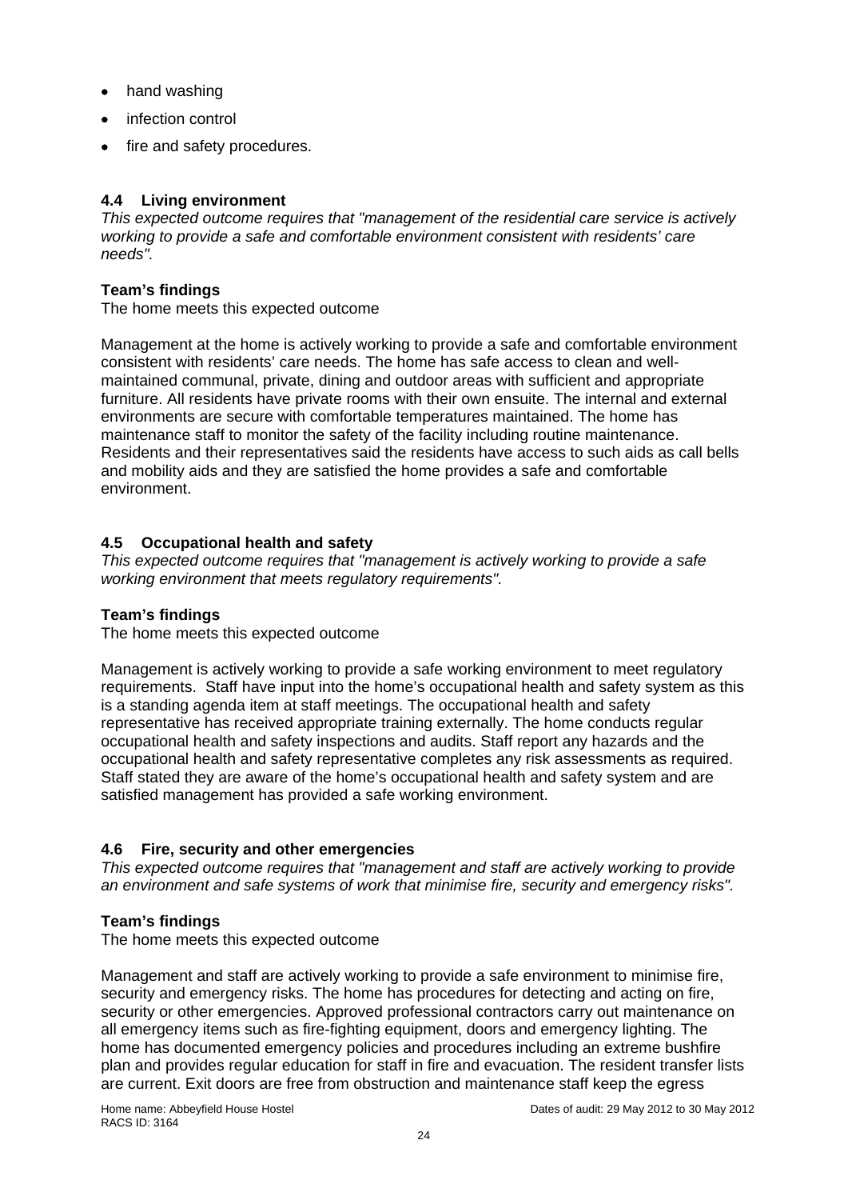- hand washing
- infection control
- fire and safety procedures.

### 4.4 Living environment

*This expected outcome requires that "management of the residential care service is actively working to provide a safe and comfortable environment consistent with residents' care needs".*

**Team's findings**

The home meets this expected outcome

Management at the home is actively working to provide a safe and comfortable environment consistent with residents' care needs. The home has safe access to clean and well-maintained communal, private, dining and outdoor areas with sufficient and appropriate furniture. All residents have private rooms with their own ensuite. The internal and external environments are secure with comfortable temperatures maintained. The home has maintenance staff to monitor the safety of the facility including routine maintenance. Residents and their representatives said the residents have access to such aids as call bells and mobility aids and they are satisfied the home provides a safe and comfortable environment.

### 4.5 Occupational health and safety

*This expected outcome requires that "management is actively working to provide a safe working environment that meets regulatory requirements".*

**Team's findings**

The home meets this expected outcome

Management is actively working to provide a safe working environment to meet regulatory requirements. Staff have input into the home's occupational health and safety system as this is a standing agenda item at staff meetings. The occupational health and safety representative has received appropriate training externally. The home conducts regular occupational health and safety inspections and audits. Staff report any hazards and the occupational health and safety representative completes any risk assessments as required. Staff stated they are aware of the home's occupational health and safety system and are satisfied management has provided a safe working environment.

### 4.6 Fire, security and other emergencies

*This expected outcome requires that "management and staff are actively working to provide an environment and safe systems of work that minimise fire, security and emergency risks".*

**Team's findings**

The home meets this expected outcome

Management and staff are actively working to provide a safe environment to minimise fire, security and emergency risks. The home has procedures for detecting and acting on fire, security or other emergencies. Approved professional contractors carry out maintenance on all emergency items such as fire-fighting equipment, doors and emergency lighting. The home has documented emergency policies and procedures including an extreme bushfire plan and provides regular education for staff in fire and evacuation. The resident transfer lists are current. Exit doors are free from obstruction and maintenance staff keep the egress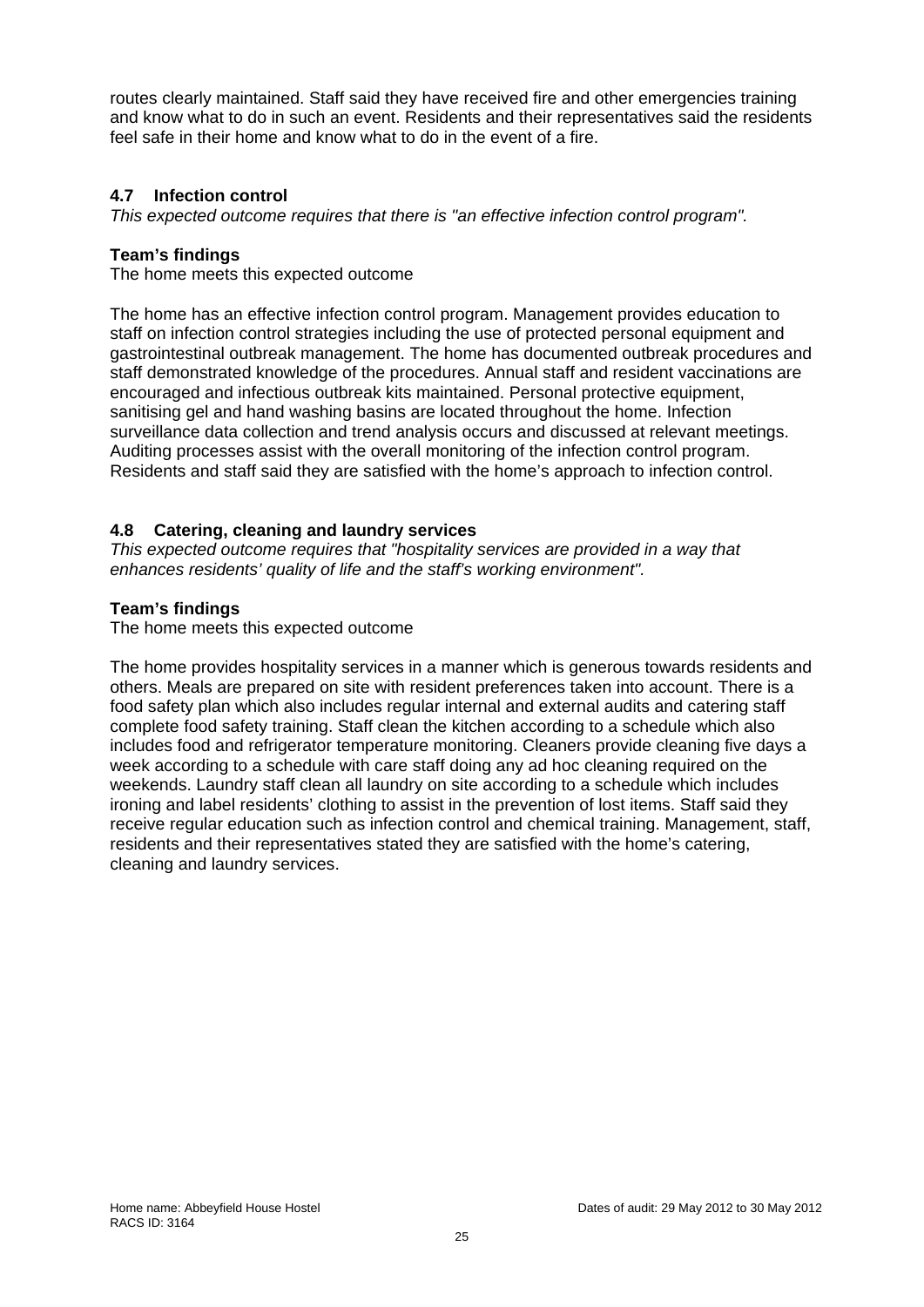routes clearly maintained. Staff said they have received fire and other emergencies training and know what to do in such an event. Residents and their representatives said the residents feel safe in their home and know what to do in the event of a fire.

### 4.7 Infection control

*This expected outcome requires that there is "an effective infection control program".*

**Team's findings**

The home meets this expected outcome

The home has an effective infection control program. Management provides education to staff on infection control strategies including the use of protected personal equipment and gastrointestinal outbreak management. The home has documented outbreak procedures and staff demonstrated knowledge of the procedures. Annual staff and resident vaccinations are encouraged and infectious outbreak kits maintained. Personal protective equipment, sanitising gel and hand washing basins are located throughout the home. Infection surveillance data collection and trend analysis occurs and discussed at relevant meetings. Auditing processes assist with the overall monitoring of the infection control program. Residents and staff said they are satisfied with the home's approach to infection control.

### 4.8 Catering, cleaning and laundry services

*This expected outcome requires that "hospitality services are provided in a way that enhances residents' quality of life and the staff's working environment".*

**Team's findings**

The home meets this expected outcome

The home provides hospitality services in a manner which is generous towards residents and others. Meals are prepared on site with resident preferences taken into account. There is a food safety plan which also includes regular internal and external audits and catering staff complete food safety training. Staff clean the kitchen according to a schedule which also includes food and refrigerator temperature monitoring. Cleaners provide cleaning five days a week according to a schedule with care staff doing any ad hoc cleaning required on the weekends. Laundry staff clean all laundry on site according to a schedule which includes ironing and label residents' clothing to assist in the prevention of lost items. Staff said they receive regular education such as infection control and chemical training. Management, staff, residents and their representatives stated they are satisfied with the home's catering, cleaning and laundry services.